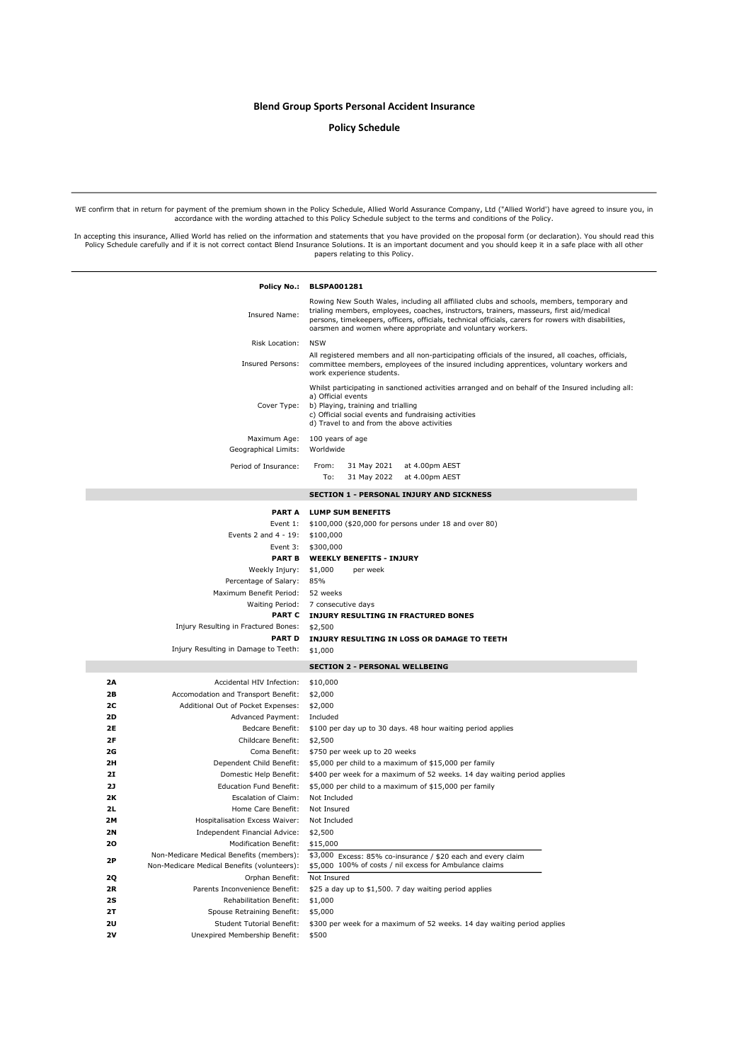# Blend Group Sports Personal Accident Insurance

## Policy Schedule

---

WE confirm that in return for payment of the premium shown in the Policy Schedule, Allied World Assurance Company, Ltd ("Allied World') have agreed to insure you, in accordance with the wording attached to this Policy Schedule subject to the terms and conditions of the Policy.

In accepting this insurance, Allied World has relied on the information and statements that you have provided on the proposal form (or declaration). You should read this Policy Schedule carefully and if it is not correct contact Blend Insurance Solutions. It is an important document and you should keep it in a safe place with all other papers relating to this Policy.

---

| | |
|---|---|
| **Policy No.:** | **BLSPA001281** |
| Insured Name: | Rowing New South Wales, including all affiliated clubs and schools, members, temporary and trialing members, employees, coaches, instructors, trainers, masseurs, first aid/medical persons, timekeepers, officers, officials, technical officials, carers for rowers with disabilities, oarsmen and women where appropriate and voluntary workers. |
| Risk Location: | NSW |
| Insured Persons: | All registered members and all non-participating officials of the insured, all coaches, officials, committee members, employees of the insured including apprentices, voluntary workers and work experience students. |
| Cover Type: | Whilst participating in sanctioned activities arranged and on behalf of the Insured including all:<br>a) Official events<br>b) Playing, training and trialling<br>c) Official social events and fundraising activities<br>d) Travel to and from the above activities |
| Maximum Age: | 100 years of age |
| Geographical Limits: | Worldwide |
| Period of Insurance: | From: 31 May 2021 at 4.00pm AEST<br>To: 31 May 2022 at 4.00pm AEST |

### SECTION 1 - PERSONAL INJURY AND SICKNESS

| | |
|---|---|
| **PART A** | **LUMP SUM BENEFITS** |
| Event 1: | $100,000 ($20,000 for persons under 18 and over 80) |
| Events 2 and 4 - 19: | $100,000 |
| Event 3: | $300,000 |
| **PART B** | **WEEKLY BENEFITS - INJURY** |
| Weekly Injury: | $1,000 per week |
| Percentage of Salary: | 85% |
| Maximum Benefit Period: | 52 weeks |
| Waiting Period: | 7 consecutive days |
| **PART C** | **INJURY RESULTING IN FRACTURED BONES** |
| Injury Resulting in Fractured Bones: | $2,500 |
| **PART D** | **INJURY RESULTING IN LOSS OR DAMAGE TO TEETH** |
| Injury Resulting in Damage to Teeth: | $1,000 |

### SECTION 2 - PERSONAL WELLBEING

| | | |
|---|---|---|
| **2A** | Accidental HIV Infection: | $10,000 |
| **2B** | Accomodation and Transport Benefit: | $2,000 |
| **2C** | Additional Out of Pocket Expenses: | $2,000 |
| **2D** | Advanced Payment: | Included |
| **2E** | Bedcare Benefit: | $100 per day up to 30 days. 48 hour waiting period applies |
| **2F** | Childcare Benefit: | $2,500 |
| **2G** | Coma Benefit: | $750 per week up to 20 weeks |
| **2H** | Dependent Child Benefit: | $5,000 per child to a maximum of $15,000 per family |
| **2I** | Domestic Help Benefit: | $400 per week for a maximum of 52 weeks. 14 day waiting period applies |
| **2J** | Education Fund Benefit: | $5,000 per child to a maximum of $15,000 per family |
| **2K** | Escalation of Claim: | Not Included |
| **2L** | Home Care Benefit: | Not Insured |
| **2M** | Hospitalisation Excess Waiver: | Not Included |
| **2N** | Independent Financial Advice: | $2,500 |
| **2O** | Modification Benefit: | $15,000 |
| **2P** | Non-Medicare Medical Benefits (members):<br>Non-Medicare Medical Benefits (volunteers): | $3,000 Excess: 85% co-insurance / $20 each and every claim<br>$5,000 100% of costs / nil excess for Ambulance claims |
| **2Q** | Orphan Benefit: | Not Insured |
| **2R** | Parents Inconvenience Benefit: | $25 a day up to $1,500. 7 day waiting period applies |
| **2S** | Rehabilitation Benefit: | $1,000 |
| **2T** | Spouse Retraining Benefit: | $5,000 |
| **2U** | Student Tutorial Benefit: | $300 per week for a maximum of 52 weeks. 14 day waiting period applies |
| **2V** | Unexpired Membership Benefit: | $500 |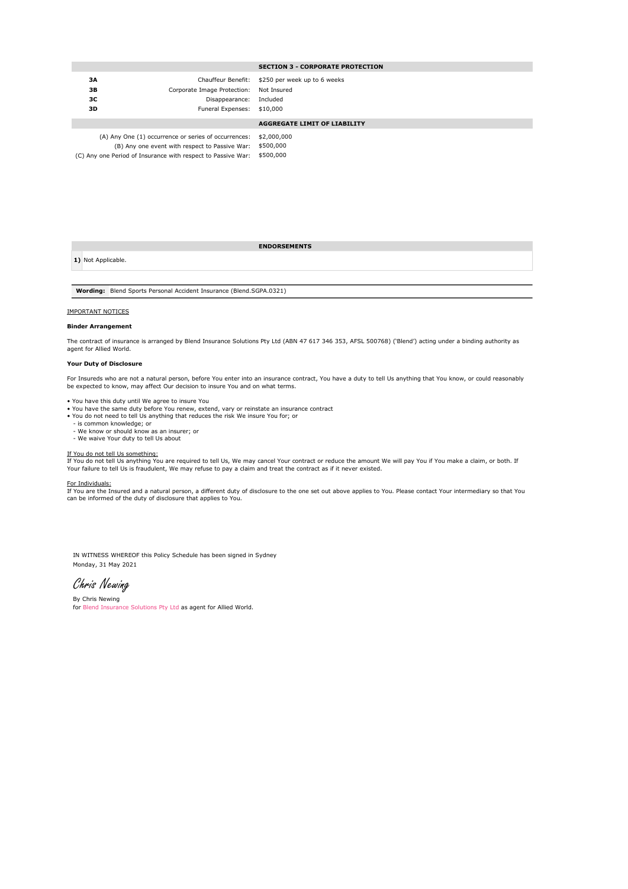## SECTION 3 - CORPORATE PROTECTION

| | | |
|---|---|---|
| **3A** | Chauffeur Benefit: | $250 per week up to 6 weeks |
| **3B** | Corporate Image Protection: | Not Insured |
| **3C** | Disappearance: | Included |
| **3D** | Funeral Expenses: | $10,000 |

## AGGREGATE LIMIT OF LIABILITY

| | |
|---|---|
| (A) Any One (1) occurrence or series of occurrences: | $2,000,000 |
| (B) Any one event with respect to Passive War: | $500,000 |
| (C) Any one Period of Insurance with respect to Passive War: | $500,000 |

## ENDORSEMENTS

**1)** Not Applicable.

**Wording:** Blend Sports Personal Accident Insurance (Blend.SGPA.0321)

IMPORTANT NOTICES

**Binder Arrangement**

The contract of insurance is arranged by Blend Insurance Solutions Pty Ltd (ABN 47 617 346 353, AFSL 500768) ('Blend') acting under a binding authority as agent for Allied World.

**Your Duty of Disclosure**

For Insureds who are not a natural person, before You enter into an insurance contract, You have a duty to tell Us anything that You know, or could reasonably be expected to know, may affect Our decision to insure You and on what terms.

- You have this duty until We agree to insure You
- You have the same duty before You renew, extend, vary or reinstate an insurance contract
- You do not need to tell Us anything that reduces the risk We insure You for; or
  - is common knowledge; or
  - We know or should know as an insurer; or
  - We waive Your duty to tell Us about

If You do not tell Us something:
If You do not tell Us anything You are required to tell Us, We may cancel Your contract or reduce the amount We will pay You if You make a claim, or both. If Your failure to tell Us is fraudulent, We may refuse to pay a claim and treat the contract as if it never existed.

For Individuals:
If You are the Insured and a natural person, a different duty of disclosure to the one set out above applies to You. Please contact Your intermediary so that You can be informed of the duty of disclosure that applies to You.

IN WITNESS WHEREOF this Policy Schedule has been signed in Sydney
Monday, 31 May 2021

*Chris Newing*

By Chris Newing
for Blend Insurance Solutions Pty Ltd as agent for Allied World.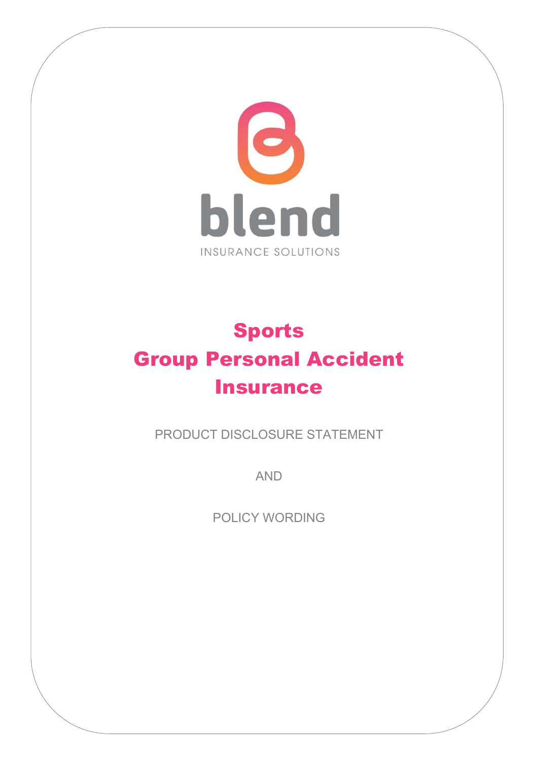blend

INSURANCE SOLUTIONS

# Sports Group Personal Accident Insurance

PRODUCT DISCLOSURE STATEMENT

AND

POLICY WORDING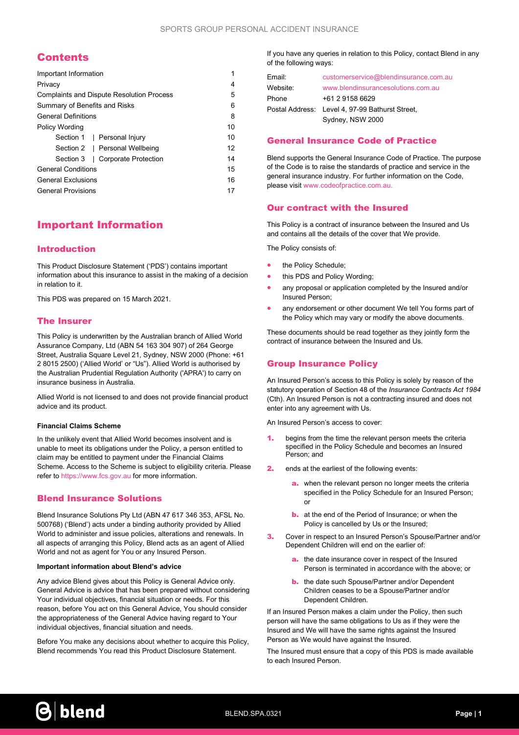## Contents

| | |
|---|---|
| Important Information | 1 |
| Privacy | 4 |
| Complaints and Dispute Resolution Process | 5 |
| Summary of Benefits and Risks | 6 |
| General Definitions | 8 |
| Policy Wording | 10 |
| Section 1 \| Personal Injury | 10 |
| Section 2 \| Personal Wellbeing | 12 |
| Section 3 \| Corporate Protection | 14 |
| General Conditions | 15 |
| General Exclusions | 16 |
| General Provisions | 17 |

# Important Information

## Introduction

This Product Disclosure Statement ('PDS') contains important information about this insurance to assist in the making of a decision in relation to it.

This PDS was prepared on 15 March 2021.

## The Insurer

This Policy is underwritten by the Australian branch of Allied World Assurance Company, Ltd (ABN 54 163 304 907) of 264 George Street, Australia Square Level 21, Sydney, NSW 2000 (Phone: +61 2 8015 2500) ('Allied World' or "Us"). Allied World is authorised by the Australian Prudential Regulation Authority ('APRA') to carry on insurance business in Australia.

Allied World is not licensed to and does not provide financial product advice and its product.

**Financial Claims Scheme**

In the unlikely event that Allied World becomes insolvent and is unable to meet its obligations under the Policy, a person entitled to claim may be entitled to payment under the Financial Claims Scheme. Access to the Scheme is subject to eligibility criteria. Please refer to https://www.fcs.gov.au for more information.

## Blend Insurance Solutions

Blend Insurance Solutions Pty Ltd (ABN 47 617 346 353, AFSL No. 500768) ('Blend') acts under a binding authority provided by Allied World to administer and issue policies, alterations and renewals. In all aspects of arranging this Policy, Blend acts as an agent of Allied World and not as agent for You or any Insured Person.

**Important information about Blend's advice**

Any advice Blend gives about this Policy is General Advice only. General Advice is advice that has been prepared without considering Your individual objectives, financial situation or needs. For this reason, before You act on this General Advice, You should consider the appropriateness of the General Advice having regard to Your individual objectives, financial situation and needs.

Before You make any decisions about whether to acquire this Policy, Blend recommends You read this Product Disclosure Statement.

If you have any queries in relation to this Policy, contact Blend in any of the following ways:

| | |
|---|---|
| Email: | customerservice@blendinsurance.com.au |
| Website: | www.blendinsurancesolutions.com.au |
| Phone | +61 2 9158 6629 |
| Postal Address: | Level 4, 97-99 Bathurst Street, Sydney, NSW 2000 |

## General Insurance Code of Practice

Blend supports the General Insurance Code of Practice. The purpose of the Code is to raise the standards of practice and service in the general insurance industry. For further information on the Code, please visit www.codeofpractice.com.au.

## Our contract with the Insured

This Policy is a contract of insurance between the Insured and Us and contains all the details of the cover that We provide.

The Policy consists of:

- the Policy Schedule;
- this PDS and Policy Wording;
- any proposal or application completed by the Insured and/or Insured Person;
- any endorsement or other document We tell You forms part of the Policy which may vary or modify the above documents.

These documents should be read together as they jointly form the contract of insurance between the Insured and Us.

## Group Insurance Policy

An Insured Person's access to this Policy is solely by reason of the statutory operation of Section 48 of the *Insurance Contracts Act 1984* (Cth). An Insured Person is not a contracting insured and does not enter into any agreement with Us.

An Insured Person's access to cover:

1. begins from the time the relevant person meets the criteria specified in the Policy Schedule and becomes an Insured Person; and
2. ends at the earliest of the following events:
   a. when the relevant person no longer meets the criteria specified in the Policy Schedule for an Insured Person; or
   b. at the end of the Period of Insurance; or when the Policy is cancelled by Us or the Insured;
3. Cover in respect to an Insured Person's Spouse/Partner and/or Dependent Children will end on the earlier of:
   a. the date insurance cover in respect of the Insured Person is terminated in accordance with the above; or
   b. the date such Spouse/Partner and/or Dependent Children ceases to be a Spouse/Partner and/or Dependent Children.

If an Insured Person makes a claim under the Policy, then such person will have the same obligations to Us as if they were the Insured and We will have the same rights against the Insured Person as We would have against the Insured.

The Insured must ensure that a copy of this PDS is made available to each Insured Person.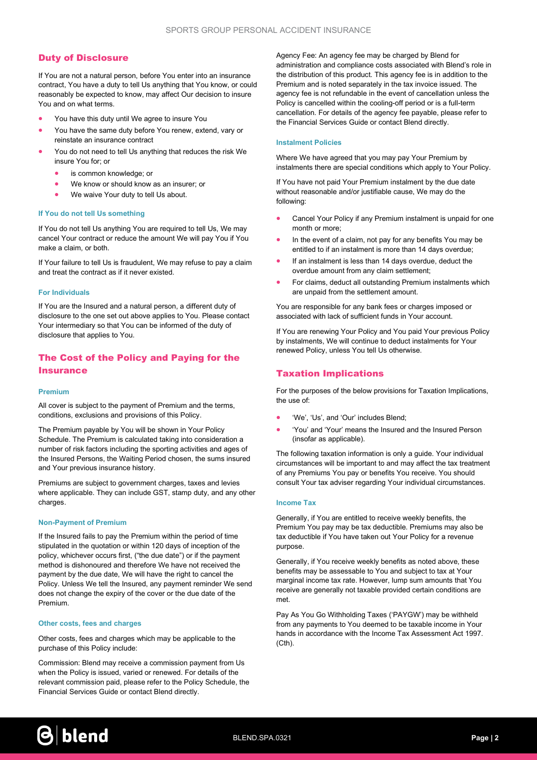## Duty of Disclosure

If You are not a natural person, before You enter into an insurance contract, You have a duty to tell Us anything that You know, or could reasonably be expected to know, may affect Our decision to insure You and on what terms.

- You have this duty until We agree to insure You
- You have the same duty before You renew, extend, vary or reinstate an insurance contract
- You do not need to tell Us anything that reduces the risk We insure You for; or
    - is common knowledge; or
    - We know or should know as an insurer; or
    - We waive Your duty to tell Us about.

#### If You do not tell Us something

If You do not tell Us anything You are required to tell Us, We may cancel Your contract or reduce the amount We will pay You if You make a claim, or both.

If Your failure to tell Us is fraudulent, We may refuse to pay a claim and treat the contract as if it never existed.

#### For Individuals

If You are the Insured and a natural person, a different duty of disclosure to the one set out above applies to You. Please contact Your intermediary so that You can be informed of the duty of disclosure that applies to You.

## The Cost of the Policy and Paying for the Insurance

#### Premium

All cover is subject to the payment of Premium and the terms, conditions, exclusions and provisions of this Policy.

The Premium payable by You will be shown in Your Policy Schedule. The Premium is calculated taking into consideration a number of risk factors including the sporting activities and ages of the Insured Persons, the Waiting Period chosen, the sums insured and Your previous insurance history.

Premiums are subject to government charges, taxes and levies where applicable. They can include GST, stamp duty, and any other charges.

#### Non-Payment of Premium

If the Insured fails to pay the Premium within the period of time stipulated in the quotation or within 120 days of inception of the policy, whichever occurs first, ("the due date") or if the payment method is dishonoured and therefore We have not received the payment by the due date, We will have the right to cancel the Policy. Unless We tell the Insured, any payment reminder We send does not change the expiry of the cover or the due date of the Premium.

#### Other costs, fees and charges

Other costs, fees and charges which may be applicable to the purchase of this Policy include:

Commission: Blend may receive a commission payment from Us when the Policy is issued, varied or renewed. For details of the relevant commission paid, please refer to the Policy Schedule, the Financial Services Guide or contact Blend directly.

Agency Fee: An agency fee may be charged by Blend for administration and compliance costs associated with Blend's role in the distribution of this product. This agency fee is in addition to the Premium and is noted separately in the tax invoice issued. The agency fee is not refundable in the event of cancellation unless the Policy is cancelled within the cooling-off period or is a full-term cancellation. For details of the agency fee payable, please refer to the Financial Services Guide or contact Blend directly.

#### Instalment Policies

Where We have agreed that you may pay Your Premium by instalments there are special conditions which apply to Your Policy.

If You have not paid Your Premium instalment by the due date without reasonable and/or justifiable cause, We may do the following:

- Cancel Your Policy if any Premium instalment is unpaid for one month or more;
- In the event of a claim, not pay for any benefits You may be entitled to if an instalment is more than 14 days overdue;
- If an instalment is less than 14 days overdue, deduct the overdue amount from any claim settlement;
- For claims, deduct all outstanding Premium instalments which are unpaid from the settlement amount.

You are responsible for any bank fees or charges imposed or associated with lack of sufficient funds in Your account.

If You are renewing Your Policy and You paid Your previous Policy by instalments, We will continue to deduct instalments for Your renewed Policy, unless You tell Us otherwise.

## Taxation Implications

For the purposes of the below provisions for Taxation Implications, the use of:

- 'We', 'Us', and 'Our' includes Blend;
- 'You' and 'Your' means the Insured and the Insured Person (insofar as applicable).

The following taxation information is only a guide. Your individual circumstances will be important to and may affect the tax treatment of any Premiums You pay or benefits You receive. You should consult Your tax adviser regarding Your individual circumstances.

#### Income Tax

Generally, if You are entitled to receive weekly benefits, the Premium You pay may be tax deductible. Premiums may also be tax deductible if You have taken out Your Policy for a revenue purpose.

Generally, if You receive weekly benefits as noted above, these benefits may be assessable to You and subject to tax at Your marginal income tax rate. However, lump sum amounts that You receive are generally not taxable provided certain conditions are met.

Pay As You Go Withholding Taxes ('PAYGW') may be withheld from any payments to You deemed to be taxable income in Your hands in accordance with the Income Tax Assessment Act 1997. (Cth).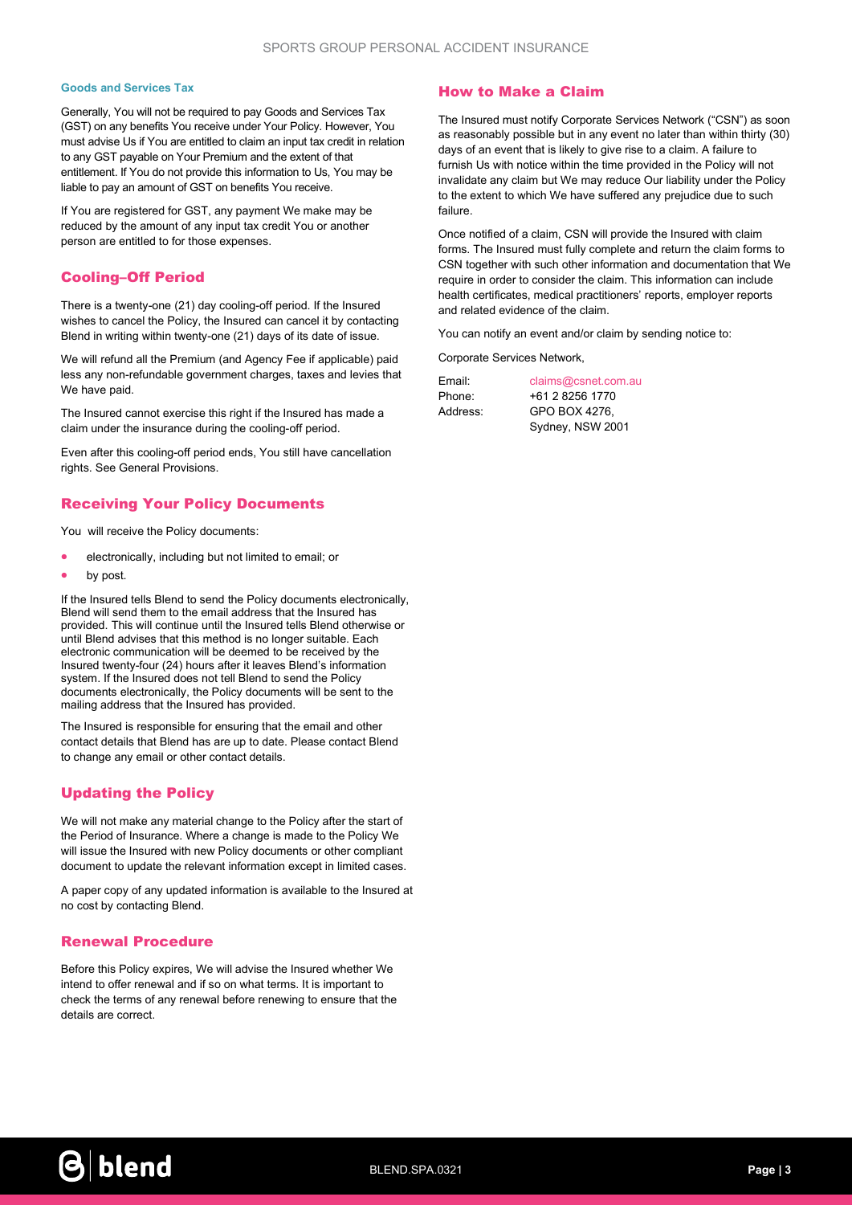### Goods and Services Tax

Generally, You will not be required to pay Goods and Services Tax (GST) on any benefits You receive under Your Policy. However, You must advise Us if You are entitled to claim an input tax credit in relation to any GST payable on Your Premium and the extent of that entitlement. If You do not provide this information to Us, You may be liable to pay an amount of GST on benefits You receive.

If You are registered for GST, any payment We make may be reduced by the amount of any input tax credit You or another person are entitled to for those expenses.

## Cooling–Off Period

There is a twenty-one (21) day cooling-off period. If the Insured wishes to cancel the Policy, the Insured can cancel it by contacting Blend in writing within twenty-one (21) days of its date of issue.

We will refund all the Premium (and Agency Fee if applicable) paid less any non-refundable government charges, taxes and levies that We have paid.

The Insured cannot exercise this right if the Insured has made a claim under the insurance during the cooling-off period.

Even after this cooling-off period ends, You still have cancellation rights. See General Provisions.

## Receiving Your Policy Documents

You will receive the Policy documents:

- electronically, including but not limited to email; or
- by post.

If the Insured tells Blend to send the Policy documents electronically, Blend will send them to the email address that the Insured has provided. This will continue until the Insured tells Blend otherwise or until Blend advises that this method is no longer suitable. Each electronic communication will be deemed to be received by the Insured twenty-four (24) hours after it leaves Blend's information system. If the Insured does not tell Blend to send the Policy documents electronically, the Policy documents will be sent to the mailing address that the Insured has provided.

The Insured is responsible for ensuring that the email and other contact details that Blend has are up to date. Please contact Blend to change any email or other contact details.

## Updating the Policy

We will not make any material change to the Policy after the start of the Period of Insurance. Where a change is made to the Policy We will issue the Insured with new Policy documents or other compliant document to update the relevant information except in limited cases.

A paper copy of any updated information is available to the Insured at no cost by contacting Blend.

## Renewal Procedure

Before this Policy expires, We will advise the Insured whether We intend to offer renewal and if so on what terms. It is important to check the terms of any renewal before renewing to ensure that the details are correct.

## How to Make a Claim

The Insured must notify Corporate Services Network ("CSN") as soon as reasonably possible but in any event no later than within thirty (30) days of an event that is likely to give rise to a claim. A failure to furnish Us with notice within the time provided in the Policy will not invalidate any claim but We may reduce Our liability under the Policy to the extent to which We have suffered any prejudice due to such failure.

Once notified of a claim, CSN will provide the Insured with claim forms. The Insured must fully complete and return the claim forms to CSN together with such other information and documentation that We require in order to consider the claim. This information can include health certificates, medical practitioners' reports, employer reports and related evidence of the claim.

You can notify an event and/or claim by sending notice to:

Corporate Services Network,

Email: claims@csnet.com.au
Phone: +61 2 8256 1770
Address: GPO BOX 4276,
Sydney, NSW 2001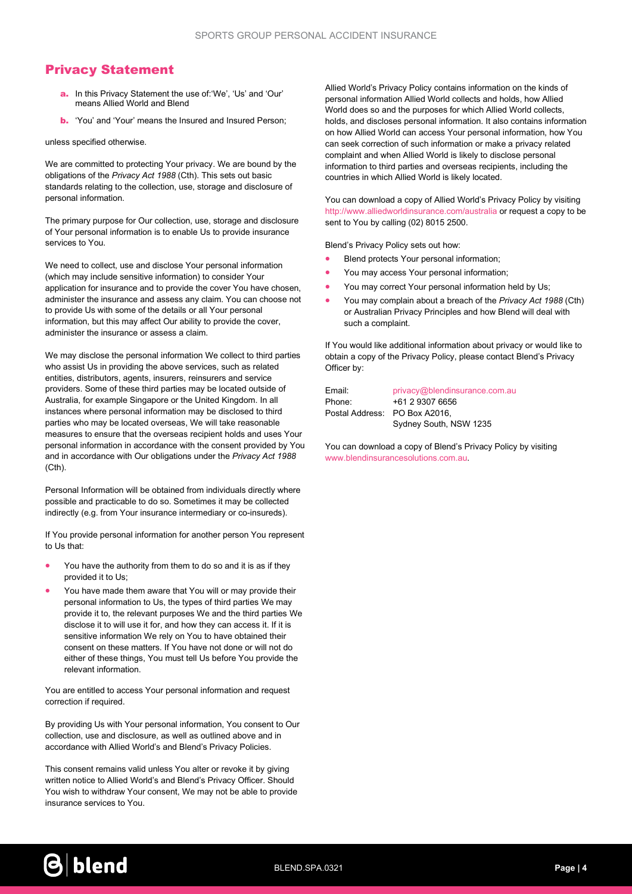## Privacy Statement

a. In this Privacy Statement the use of:'We', 'Us' and 'Our' means Allied World and Blend

b. 'You' and 'Your' means the Insured and Insured Person;

unless specified otherwise.

We are committed to protecting Your privacy. We are bound by the obligations of the *Privacy Act 1988* (Cth). This sets out basic standards relating to the collection, use, storage and disclosure of personal information.

The primary purpose for Our collection, use, storage and disclosure of Your personal information is to enable Us to provide insurance services to You.

We need to collect, use and disclose Your personal information (which may include sensitive information) to consider Your application for insurance and to provide the cover You have chosen, administer the insurance and assess any claim. You can choose not to provide Us with some of the details or all Your personal information, but this may affect Our ability to provide the cover, administer the insurance or assess a claim.

We may disclose the personal information We collect to third parties who assist Us in providing the above services, such as related entities, distributors, agents, insurers, reinsurers and service providers. Some of these third parties may be located outside of Australia, for example Singapore or the United Kingdom. In all instances where personal information may be disclosed to third parties who may be located overseas, We will take reasonable measures to ensure that the overseas recipient holds and uses Your personal information in accordance with the consent provided by You and in accordance with Our obligations under the *Privacy Act 1988* (Cth).

Personal Information will be obtained from individuals directly where possible and practicable to do so. Sometimes it may be collected indirectly (e.g. from Your insurance intermediary or co-insureds).

If You provide personal information for another person You represent to Us that:

- You have the authority from them to do so and it is as if they provided it to Us;
- You have made them aware that You will or may provide their personal information to Us, the types of third parties We may provide it to, the relevant purposes We and the third parties We disclose it to will use it for, and how they can access it. If it is sensitive information We rely on You to have obtained their consent on these matters. If You have not done or will not do either of these things, You must tell Us before You provide the relevant information.

You are entitled to access Your personal information and request correction if required.

By providing Us with Your personal information, You consent to Our collection, use and disclosure, as well as outlined above and in accordance with Allied World's and Blend's Privacy Policies.

This consent remains valid unless You alter or revoke it by giving written notice to Allied World's and Blend's Privacy Officer. Should You wish to withdraw Your consent, We may not be able to provide insurance services to You.

Allied World's Privacy Policy contains information on the kinds of personal information Allied World collects and holds, how Allied World does so and the purposes for which Allied World collects, holds, and discloses personal information. It also contains information on how Allied World can access Your personal information, how You can seek correction of such information or make a privacy related complaint and when Allied World is likely to disclose personal information to third parties and overseas recipients, including the countries in which Allied World is likely located.

You can download a copy of Allied World's Privacy Policy by visiting http://www.alliedworldinsurance.com/australia or request a copy to be sent to You by calling (02) 8015 2500.

Blend's Privacy Policy sets out how:

- Blend protects Your personal information;
- You may access Your personal information;
- You may correct Your personal information held by Us;
- You may complain about a breach of the *Privacy Act 1988* (Cth) or Australian Privacy Principles and how Blend will deal with such a complaint.

If You would like additional information about privacy or would like to obtain a copy of the Privacy Policy, please contact Blend's Privacy Officer by:

Email: privacy@blendinsurance.com.au
Phone: +61 2 9307 6656
Postal Address: PO Box A2016,
Sydney South, NSW 1235

You can download a copy of Blend's Privacy Policy by visiting www.blendinsurancesolutions.com.au.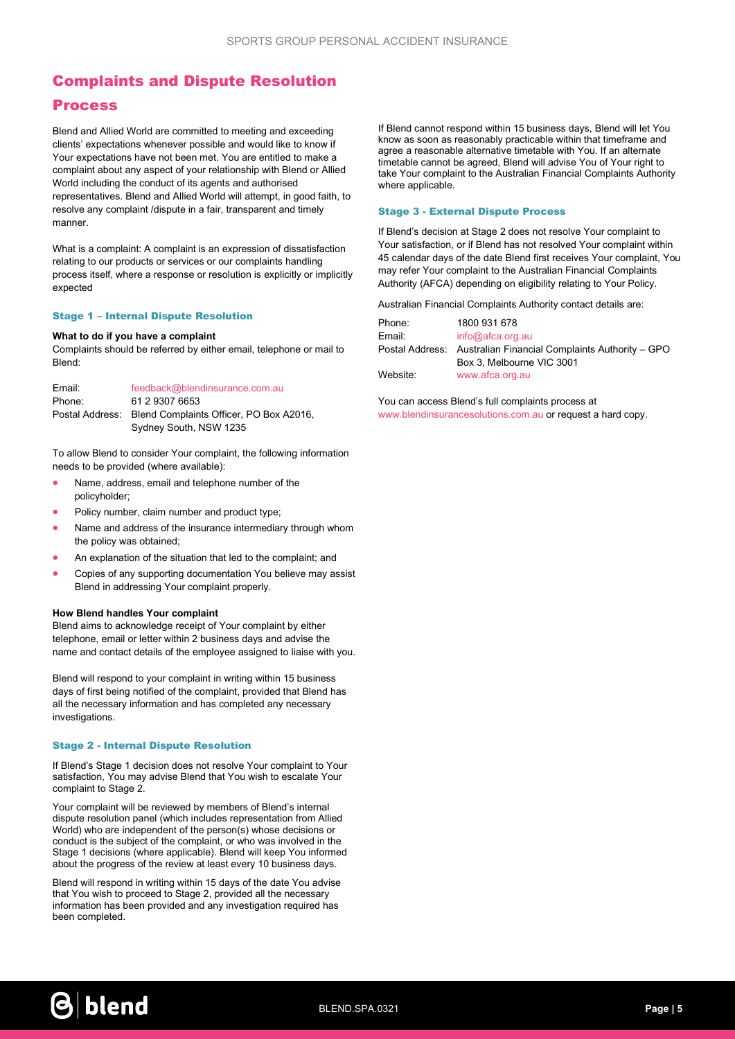## Complaints and Dispute Resolution Process

Blend and Allied World are committed to meeting and exceeding clients' expectations whenever possible and would like to know if Your expectations have not been met. You are entitled to make a complaint about any aspect of your relationship with Blend or Allied World including the conduct of its agents and authorised representatives. Blend and Allied World will attempt, in good faith, to resolve any complaint /dispute in a fair, transparent and timely manner.

What is a complaint: A complaint is an expression of dissatisfaction relating to our products or services or our complaints handling process itself, where a response or resolution is explicitly or implicitly expected

### Stage 1 – Internal Dispute Resolution

**What to do if you have a complaint**

Complaints should be referred by either email, telephone or mail to Blend:

| | |
|---|---|
| Email: | feedback@blendinsurance.com.au |
| Phone: | 61 2 9307 6653 |
| Postal Address: | Blend Complaints Officer, PO Box A2016, Sydney South, NSW 1235 |

To allow Blend to consider Your complaint, the following information needs to be provided (where available):

- Name, address, email and telephone number of the policyholder;
- Policy number, claim number and product type;
- Name and address of the insurance intermediary through whom the policy was obtained;
- An explanation of the situation that led to the complaint; and
- Copies of any supporting documentation You believe may assist Blend in addressing Your complaint properly.

**How Blend handles Your complaint**

Blend aims to acknowledge receipt of Your complaint by either telephone, email or letter within 2 business days and advise the name and contact details of the employee assigned to liaise with you.

Blend will respond to your complaint in writing within 15 business days of first being notified of the complaint, provided that Blend has all the necessary information and has completed any necessary investigations.

### Stage 2 - Internal Dispute Resolution

If Blend's Stage 1 decision does not resolve Your complaint to Your satisfaction, You may advise Blend that You wish to escalate Your complaint to Stage 2.

Your complaint will be reviewed by members of Blend's internal dispute resolution panel (which includes representation from Allied World) who are independent of the person(s) whose decisions or conduct is the subject of the complaint, or who was involved in the Stage 1 decisions (where applicable). Blend will keep You informed about the progress of the review at least every 10 business days.

Blend will respond in writing within 15 days of the date You advise that You wish to proceed to Stage 2, provided all the necessary information has been provided and any investigation required has been completed.

If Blend cannot respond within 15 business days, Blend will let You know as soon as reasonably practicable within that timeframe and agree a reasonable alternative timetable with You. If an alternate timetable cannot be agreed, Blend will advise You of Your right to take Your complaint to the Australian Financial Complaints Authority where applicable.

### Stage 3 - External Dispute Process

If Blend's decision at Stage 2 does not resolve Your complaint to Your satisfaction, or if Blend has not resolved Your complaint within 45 calendar days of the date Blend first receives Your complaint, You may refer Your complaint to the Australian Financial Complaints Authority (AFCA) depending on eligibility relating to Your Policy.

Australian Financial Complaints Authority contact details are:

| | |
|---|---|
| Phone: | 1800 931 678 |
| Email: | info@afca.org.au |
| Postal Address: | Australian Financial Complaints Authority – GPO Box 3, Melbourne VIC 3001 |
| Website: | www.afca.org.au |

You can access Blend's full complaints process at www.blendinsurancesolutions.com.au or request a hard copy.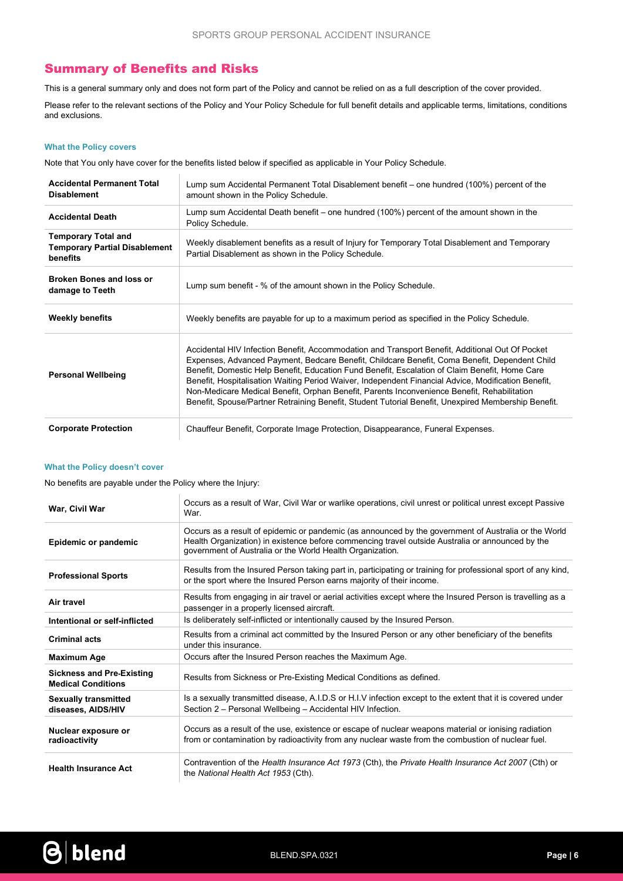## Summary of Benefits and Risks

This is a general summary only and does not form part of the Policy and cannot be relied on as a full description of the cover provided.

Please refer to the relevant sections of the Policy and Your Policy Schedule for full benefit details and applicable terms, limitations, conditions and exclusions.

#### What the Policy covers

Note that You only have cover for the benefits listed below if specified as applicable in Your Policy Schedule.

| | |
|---|---|
| **Accidental Permanent Total Disablement** | Lump sum Accidental Permanent Total Disablement benefit – one hundred (100%) percent of the amount shown in the Policy Schedule. |
| **Accidental Death** | Lump sum Accidental Death benefit – one hundred (100%) percent of the amount shown in the Policy Schedule. |
| **Temporary Total and Temporary Partial Disablement benefits** | Weekly disablement benefits as a result of Injury for Temporary Total Disablement and Temporary Partial Disablement as shown in the Policy Schedule. |
| **Broken Bones and loss or damage to Teeth** | Lump sum benefit - % of the amount shown in the Policy Schedule. |
| **Weekly benefits** | Weekly benefits are payable for up to a maximum period as specified in the Policy Schedule. |
| **Personal Wellbeing** | Accidental HIV Infection Benefit, Accommodation and Transport Benefit, Additional Out Of Pocket Expenses, Advanced Payment, Bedcare Benefit, Childcare Benefit, Coma Benefit, Dependent Child Benefit, Domestic Help Benefit, Education Fund Benefit, Escalation of Claim Benefit, Home Care Benefit, Hospitalisation Waiting Period Waiver, Independent Financial Advice, Modification Benefit, Non-Medicare Medical Benefit, Orphan Benefit, Parents Inconvenience Benefit, Rehabilitation Benefit, Spouse/Partner Retraining Benefit, Student Tutorial Benefit, Unexpired Membership Benefit. |
| **Corporate Protection** | Chauffeur Benefit, Corporate Image Protection, Disappearance, Funeral Expenses. |

#### What the Policy doesn't cover

No benefits are payable under the Policy where the Injury:

| | |
|---|---|
| **War, Civil War** | Occurs as a result of War, Civil War or warlike operations, civil unrest or political unrest except Passive War. |
| **Epidemic or pandemic** | Occurs as a result of epidemic or pandemic (as announced by the government of Australia or the World Health Organization) in existence before commencing travel outside Australia or announced by the government of Australia or the World Health Organization. |
| **Professional Sports** | Results from the Insured Person taking part in, participating or training for professional sport of any kind, or the sport where the Insured Person earns majority of their income. |
| **Air travel** | Results from engaging in air travel or aerial activities except where the Insured Person is travelling as a passenger in a properly licensed aircraft. |
| **Intentional or self-inflicted** | Is deliberately self-inflicted or intentionally caused by the Insured Person. |
| **Criminal acts** | Results from a criminal act committed by the Insured Person or any other beneficiary of the benefits under this insurance. |
| **Maximum Age** | Occurs after the Insured Person reaches the Maximum Age. |
| **Sickness and Pre-Existing Medical Conditions** | Results from Sickness or Pre-Existing Medical Conditions as defined. |
| **Sexually transmitted diseases, AIDS/HIV** | Is a sexually transmitted disease, A.I.D.S or H.I.V infection except to the extent that it is covered under Section 2 – Personal Wellbeing – Accidental HIV Infection. |
| **Nuclear exposure or radioactivity** | Occurs as a result of the use, existence or escape of nuclear weapons material or ionising radiation from or contamination by radioactivity from any nuclear waste from the combustion of nuclear fuel. |
| **Health Insurance Act** | Contravention of the *Health Insurance Act 1973* (Cth), the *Private Health Insurance Act 2007* (Cth) or the *National Health Act 1953* (Cth). |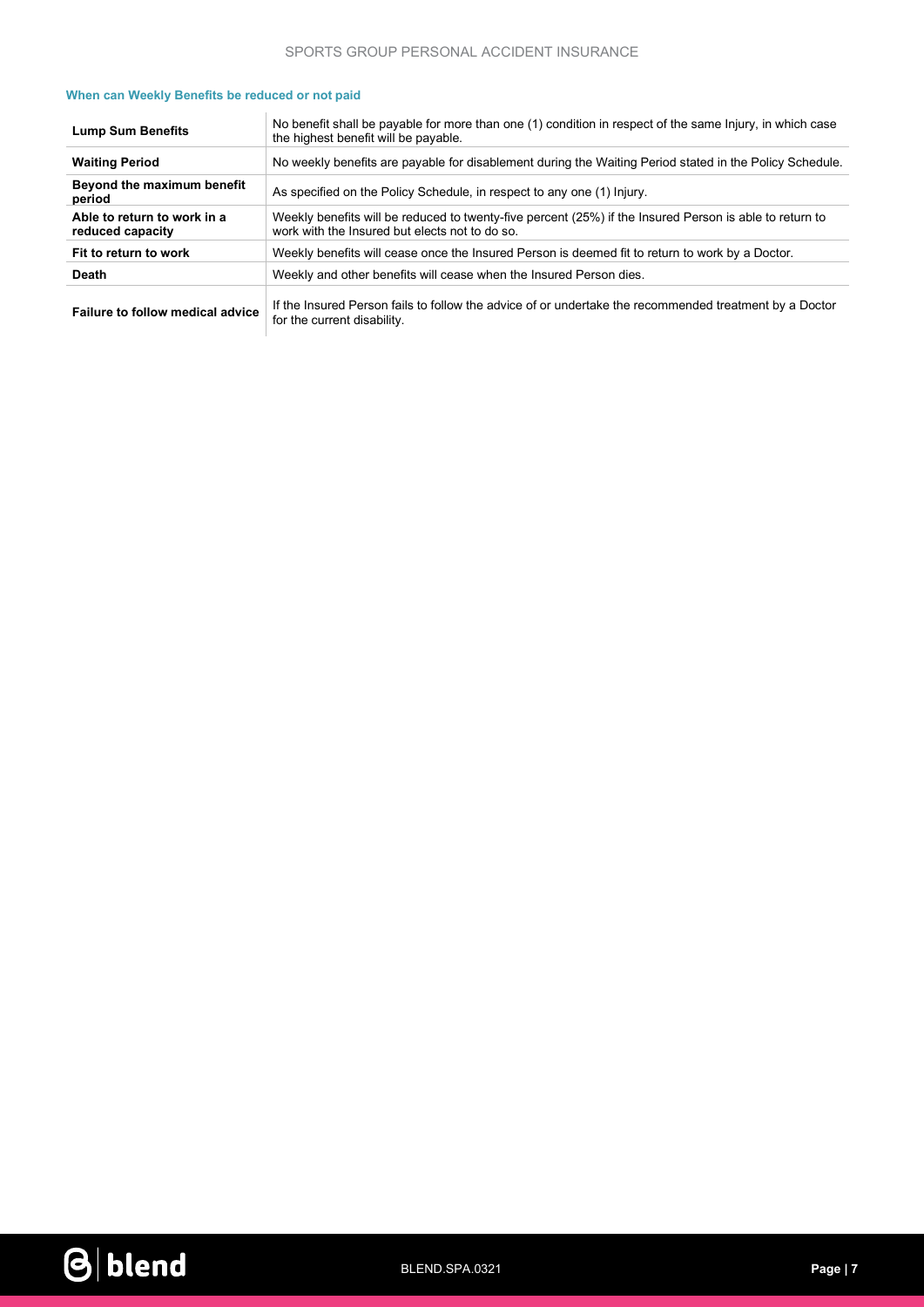#### When can Weekly Benefits be reduced or not paid

| | |
|---|---|
| **Lump Sum Benefits** | No benefit shall be payable for more than one (1) condition in respect of the same Injury, in which case the highest benefit will be payable. |
| **Waiting Period** | No weekly benefits are payable for disablement during the Waiting Period stated in the Policy Schedule. |
| **Beyond the maximum benefit period** | As specified on the Policy Schedule, in respect to any one (1) Injury. |
| **Able to return to work in a reduced capacity** | Weekly benefits will be reduced to twenty-five percent (25%) if the Insured Person is able to return to work with the Insured but elects not to do so. |
| **Fit to return to work** | Weekly benefits will cease once the Insured Person is deemed fit to return to work by a Doctor. |
| **Death** | Weekly and other benefits will cease when the Insured Person dies. |
| **Failure to follow medical advice** | If the Insured Person fails to follow the advice of or undertake the recommended treatment by a Doctor for the current disability. |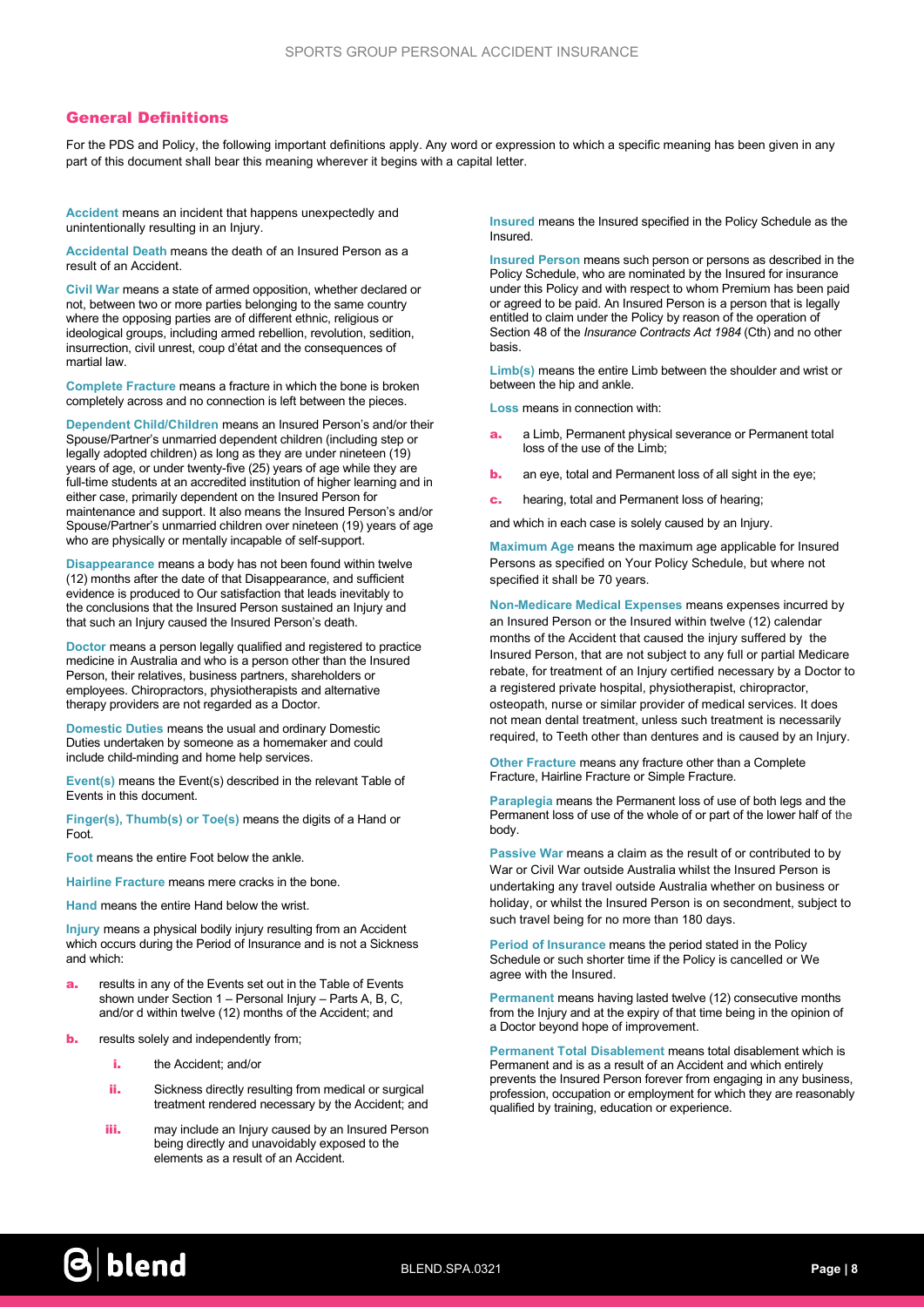## General Definitions

For the PDS and Policy, the following important definitions apply. Any word or expression to which a specific meaning has been given in any part of this document shall bear this meaning wherever it begins with a capital letter.

**Accident** means an incident that happens unexpectedly and unintentionally resulting in an Injury.

**Accidental Death** means the death of an Insured Person as a result of an Accident.

**Civil War** means a state of armed opposition, whether declared or not, between two or more parties belonging to the same country where the opposing parties are of different ethnic, religious or ideological groups, including armed rebellion, revolution, sedition, insurrection, civil unrest, coup d'état and the consequences of martial law.

**Complete Fracture** means a fracture in which the bone is broken completely across and no connection is left between the pieces.

**Dependent Child/Children** means an Insured Person's and/or their Spouse/Partner's unmarried dependent children (including step or legally adopted children) as long as they are under nineteen (19) years of age, or under twenty-five (25) years of age while they are full-time students at an accredited institution of higher learning and in either case, primarily dependent on the Insured Person for maintenance and support. It also means the Insured Person's and/or Spouse/Partner's unmarried children over nineteen (19) years of age who are physically or mentally incapable of self-support.

**Disappearance** means a body has not been found within twelve (12) months after the date of that Disappearance, and sufficient evidence is produced to Our satisfaction that leads inevitably to the conclusions that the Insured Person sustained an Injury and that such an Injury caused the Insured Person's death.

**Doctor** means a person legally qualified and registered to practice medicine in Australia and who is a person other than the Insured Person, their relatives, business partners, shareholders or employees. Chiropractors, physiotherapists and alternative therapy providers are not regarded as a Doctor.

**Domestic Duties** means the usual and ordinary Domestic Duties undertaken by someone as a homemaker and could include child-minding and home help services.

**Event(s)** means the Event(s) described in the relevant Table of Events in this document.

**Finger(s), Thumb(s) or Toe(s)** means the digits of a Hand or Foot.

**Foot** means the entire Foot below the ankle.

**Hairline Fracture** means mere cracks in the bone.

**Hand** means the entire Hand below the wrist.

**Injury** means a physical bodily injury resulting from an Accident which occurs during the Period of Insurance and is not a Sickness and which:

- **a.** results in any of the Events set out in the Table of Events shown under Section 1 – Personal Injury – Parts A, B, C, and/or d within twelve (12) months of the Accident; and
- **b.** results solely and independently from;
  - **i.** the Accident; and/or
  - **ii.** Sickness directly resulting from medical or surgical treatment rendered necessary by the Accident; and
  - **iii.** may include an Injury caused by an Insured Person being directly and unavoidably exposed to the elements as a result of an Accident.

**Insured** means the Insured specified in the Policy Schedule as the Insured.

**Insured Person** means such person or persons as described in the Policy Schedule, who are nominated by the Insured for insurance under this Policy and with respect to whom Premium has been paid or agreed to be paid. An Insured Person is a person that is legally entitled to claim under the Policy by reason of the operation of Section 48 of the *Insurance Contracts Act 1984* (Cth) and no other basis.

**Limb(s)** means the entire Limb between the shoulder and wrist or between the hip and ankle.

**Loss** means in connection with:

- **a.** a Limb, Permanent physical severance or Permanent total loss of the use of the Limb;
- **b.** an eye, total and Permanent loss of all sight in the eye;
- **c.** hearing, total and Permanent loss of hearing;

and which in each case is solely caused by an Injury.

**Maximum Age** means the maximum age applicable for Insured Persons as specified on Your Policy Schedule, but where not specified it shall be 70 years.

**Non-Medicare Medical Expenses** means expenses incurred by an Insured Person or the Insured within twelve (12) calendar months of the Accident that caused the injury suffered by the Insured Person, that are not subject to any full or partial Medicare rebate, for treatment of an Injury certified necessary by a Doctor to a registered private hospital, physiotherapist, chiropractor, osteopath, nurse or similar provider of medical services. It does not mean dental treatment, unless such treatment is necessarily required, to Teeth other than dentures and is caused by an Injury.

**Other Fracture** means any fracture other than a Complete Fracture, Hairline Fracture or Simple Fracture.

**Paraplegia** means the Permanent loss of use of both legs and the Permanent loss of use of the whole of or part of the lower half of the body.

**Passive War** means a claim as the result of or contributed to by War or Civil War outside Australia whilst the Insured Person is undertaking any travel outside Australia whether on business or holiday, or whilst the Insured Person is on secondment, subject to such travel being for no more than 180 days.

**Period of Insurance** means the period stated in the Policy Schedule or such shorter time if the Policy is cancelled or We agree with the Insured.

**Permanent** means having lasted twelve (12) consecutive months from the Injury and at the expiry of that time being in the opinion of a Doctor beyond hope of improvement.

**Permanent Total Disablement** means total disablement which is Permanent and is as a result of an Accident and which entirely prevents the Insured Person forever from engaging in any business, profession, occupation or employment for which they are reasonably qualified by training, education or experience.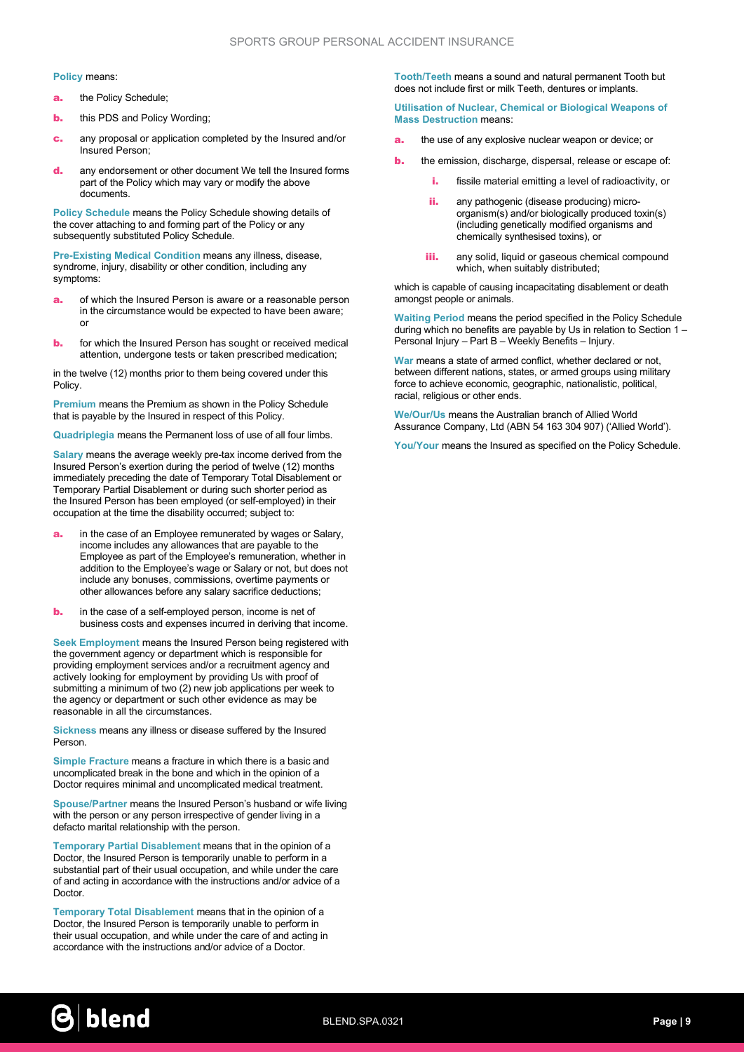**Policy** means:

- **a.** the Policy Schedule;
- **b.** this PDS and Policy Wording;
- **c.** any proposal or application completed by the Insured and/or Insured Person;
- **d.** any endorsement or other document We tell the Insured forms part of the Policy which may vary or modify the above documents.

**Policy Schedule** means the Policy Schedule showing details of the cover attaching to and forming part of the Policy or any subsequently substituted Policy Schedule.

**Pre-Existing Medical Condition** means any illness, disease, syndrome, injury, disability or other condition, including any symptoms:

- **a.** of which the Insured Person is aware or a reasonable person in the circumstance would be expected to have been aware; or
- **b.** for which the Insured Person has sought or received medical attention, undergone tests or taken prescribed medication;

in the twelve (12) months prior to them being covered under this Policy.

**Premium** means the Premium as shown in the Policy Schedule that is payable by the Insured in respect of this Policy.

**Quadriplegia** means the Permanent loss of use of all four limbs.

**Salary** means the average weekly pre-tax income derived from the Insured Person's exertion during the period of twelve (12) months immediately preceding the date of Temporary Total Disablement or Temporary Partial Disablement or during such shorter period as the Insured Person has been employed (or self-employed) in their occupation at the time the disability occurred; subject to:

- **a.** in the case of an Employee remunerated by wages or Salary, income includes any allowances that are payable to the Employee as part of the Employee's remuneration, whether in addition to the Employee's wage or Salary or not, but does not include any bonuses, commissions, overtime payments or other allowances before any salary sacrifice deductions;
- **b.** in the case of a self-employed person, income is net of business costs and expenses incurred in deriving that income.

**Seek Employment** means the Insured Person being registered with the government agency or department which is responsible for providing employment services and/or a recruitment agency and actively looking for employment by providing Us with proof of submitting a minimum of two (2) new job applications per week to the agency or department or such other evidence as may be reasonable in all the circumstances.

**Sickness** means any illness or disease suffered by the Insured Person.

**Simple Fracture** means a fracture in which there is a basic and uncomplicated break in the bone and which in the opinion of a Doctor requires minimal and uncomplicated medical treatment.

**Spouse/Partner** means the Insured Person's husband or wife living with the person or any person irrespective of gender living in a defacto marital relationship with the person.

**Temporary Partial Disablement** means that in the opinion of a Doctor, the Insured Person is temporarily unable to perform in a substantial part of their usual occupation, and while under the care of and acting in accordance with the instructions and/or advice of a Doctor.

**Temporary Total Disablement** means that in the opinion of a Doctor, the Insured Person is temporarily unable to perform in their usual occupation, and while under the care of and acting in accordance with the instructions and/or advice of a Doctor.

**Tooth/Teeth** means a sound and natural permanent Tooth but does not include first or milk Teeth, dentures or implants.

**Utilisation of Nuclear, Chemical or Biological Weapons of Mass Destruction** means:

- **a.** the use of any explosive nuclear weapon or device; or
- **b.** the emission, discharge, dispersal, release or escape of:
  - **i.** fissile material emitting a level of radioactivity, or
  - **ii.** any pathogenic (disease producing) micro-organism(s) and/or biologically produced toxin(s) (including genetically modified organisms and chemically synthesised toxins), or
  - **iii.** any solid, liquid or gaseous chemical compound which, when suitably distributed;

which is capable of causing incapacitating disablement or death amongst people or animals.

**Waiting Period** means the period specified in the Policy Schedule during which no benefits are payable by Us in relation to Section 1 – Personal Injury – Part B – Weekly Benefits – Injury.

**War** means a state of armed conflict, whether declared or not, between different nations, states, or armed groups using military force to achieve economic, geographic, nationalistic, political, racial, religious or other ends.

**We/Our/Us** means the Australian branch of Allied World Assurance Company, Ltd (ABN 54 163 304 907) ('Allied World').

**You/Your** means the Insured as specified on the Policy Schedule.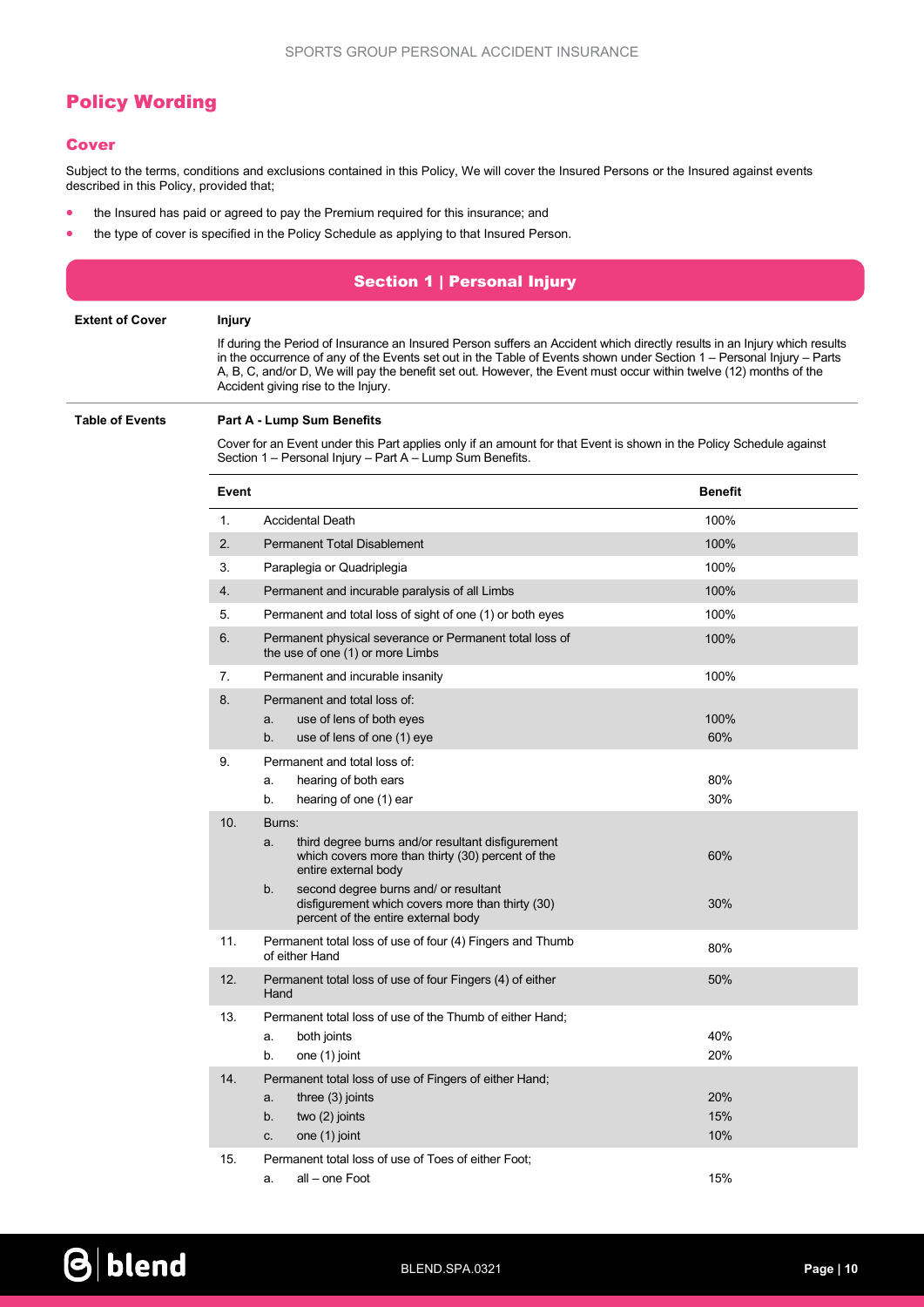## Policy Wording

### Cover

Subject to the terms, conditions and exclusions contained in this Policy, We will cover the Insured Persons or the Insured against events described in this Policy, provided that;

- the Insured has paid or agreed to pay the Premium required for this insurance; and
- the type of cover is specified in the Policy Schedule as applying to that Insured Person.

## Section 1 | Personal Injury

**Extent of Cover**

**Injury**

If during the Period of Insurance an Insured Person suffers an Accident which directly results in an Injury which results in the occurrence of any of the Events set out in the Table of Events shown under Section 1 – Personal Injury – Parts A, B, C, and/or D, We will pay the benefit set out. However, the Event must occur within twelve (12) months of the Accident giving rise to the Injury.

**Table of Events**

**Part A - Lump Sum Benefits**

Cover for an Event under this Part applies only if an amount for that Event is shown in the Policy Schedule against Section 1 – Personal Injury – Part A – Lump Sum Benefits.

| Event | | | Benefit |
|---|---|---|---|
| 1. | Accidental Death | | 100% |
| 2. | Permanent Total Disablement | | 100% |
| 3. | Paraplegia or Quadriplegia | | 100% |
| 4. | Permanent and incurable paralysis of all Limbs | | 100% |
| 5. | Permanent and total loss of sight of one (1) or both eyes | | 100% |
| 6. | Permanent physical severance or Permanent total loss of the use of one (1) or more Limbs | | 100% |
| 7. | Permanent and incurable insanity | | 100% |
| 8. | Permanent and total loss of: | | |
| | a. | use of lens of both eyes | 100% |
| | b. | use of lens of one (1) eye | 60% |
| 9. | Permanent and total loss of: | | |
| | a. | hearing of both ears | 80% |
| | b. | hearing of one (1) ear | 30% |
| 10. | Burns: | | |
| | a. | third degree burns and/or resultant disfigurement which covers more than thirty (30) percent of the entire external body | 60% |
| | b. | second degree burns and/ or resultant disfigurement which covers more than thirty (30) percent of the entire external body | 30% |
| 11. | Permanent total loss of use of four (4) Fingers and Thumb of either Hand | | 80% |
| 12. | Permanent total loss of use of four Fingers (4) of either Hand | | 50% |
| 13. | Permanent total loss of use of the Thumb of either Hand; | | |
| | a. | both joints | 40% |
| | b. | one (1) joint | 20% |
| 14. | Permanent total loss of use of Fingers of either Hand; | | |
| | a. | three (3) joints | 20% |
| | b. | two (2) joints | 15% |
| | c. | one (1) joint | 10% |
| 15. | Permanent total loss of use of Toes of either Foot; | | |
| | a. | all – one Foot | 15% |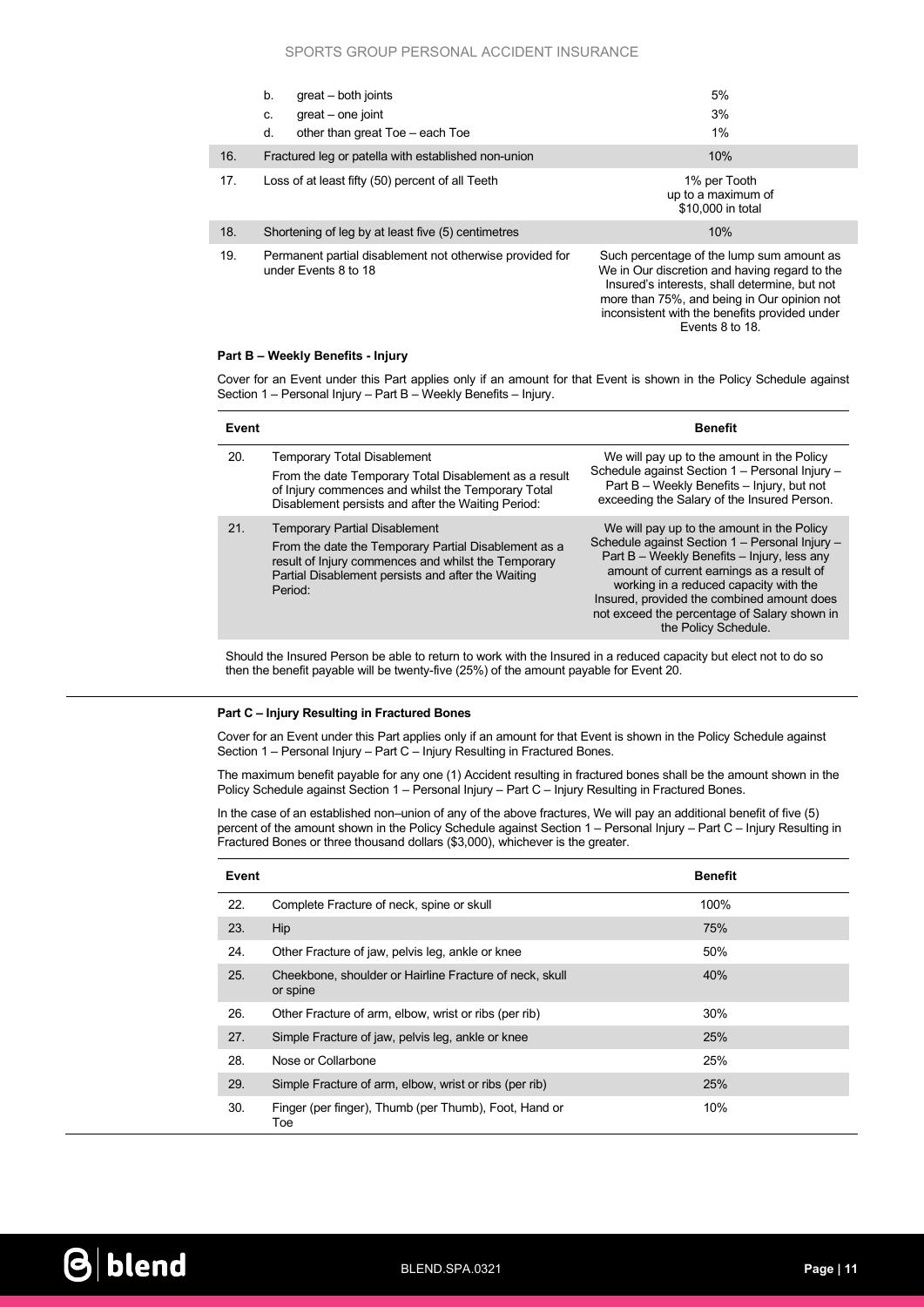| | | |
|---|---|---|
| | b. great – both joints | 5% |
| | c. great – one joint | 3% |
| | d. other than great Toe – each Toe | 1% |
| 16. | Fractured leg or patella with established non-union | 10% |
| 17. | Loss of at least fifty (50) percent of all Teeth | 1% per Tooth up to a maximum of $10,000 in total |
| 18. | Shortening of leg by at least five (5) centimetres | 10% |
| 19. | Permanent partial disablement not otherwise provided for under Events 8 to 18 | Such percentage of the lump sum amount as We in Our discretion and having regard to the Insured's interests, shall determine, but not more than 75%, and being in Our opinion not inconsistent with the benefits provided under Events 8 to 18. |

**Part B – Weekly Benefits - Injury**

Cover for an Event under this Part applies only if an amount for that Event is shown in the Policy Schedule against Section 1 – Personal Injury – Part B – Weekly Benefits – Injury.

| Event | | Benefit |
|---|---|---|
| 20. | Temporary Total Disablement<br>From the date Temporary Total Disablement as a result of Injury commences and whilst the Temporary Total Disablement persists and after the Waiting Period: | We will pay up to the amount in the Policy Schedule against Section 1 – Personal Injury – Part B – Weekly Benefits – Injury, but not exceeding the Salary of the Insured Person. |
| 21. | Temporary Partial Disablement<br>From the date the Temporary Partial Disablement as a result of Injury commences and whilst the Temporary Partial Disablement persists and after the Waiting Period: | We will pay up to the amount in the Policy Schedule against Section 1 – Personal Injury – Part B – Weekly Benefits – Injury, less any amount of current earnings as a result of working in a reduced capacity with the Insured, provided the combined amount does not exceed the percentage of Salary shown in the Policy Schedule. |

Should the Insured Person be able to return to work with the Insured in a reduced capacity but elect not to do so then the benefit payable will be twenty-five (25%) of the amount payable for Event 20.

**Part C – Injury Resulting in Fractured Bones**

Cover for an Event under this Part applies only if an amount for that Event is shown in the Policy Schedule against Section 1 – Personal Injury – Part C – Injury Resulting in Fractured Bones.

The maximum benefit payable for any one (1) Accident resulting in fractured bones shall be the amount shown in the Policy Schedule against Section 1 – Personal Injury – Part C – Injury Resulting in Fractured Bones.

In the case of an established non–union of any of the above fractures, We will pay an additional benefit of five (5) percent of the amount shown in the Policy Schedule against Section 1 – Personal Injury – Part C – Injury Resulting in Fractured Bones or three thousand dollars ($3,000), whichever is the greater.

| Event | | Benefit |
|---|---|---|
| 22. | Complete Fracture of neck, spine or skull | 100% |
| 23. | Hip | 75% |
| 24. | Other Fracture of jaw, pelvis leg, ankle or knee | 50% |
| 25. | Cheekbone, shoulder or Hairline Fracture of neck, skull or spine | 40% |
| 26. | Other Fracture of arm, elbow, wrist or ribs (per rib) | 30% |
| 27. | Simple Fracture of jaw, pelvis leg, ankle or knee | 25% |
| 28. | Nose or Collarbone | 25% |
| 29. | Simple Fracture of arm, elbow, wrist or ribs (per rib) | 25% |
| 30. | Finger (per finger), Thumb (per Thumb), Foot, Hand or Toe | 10% |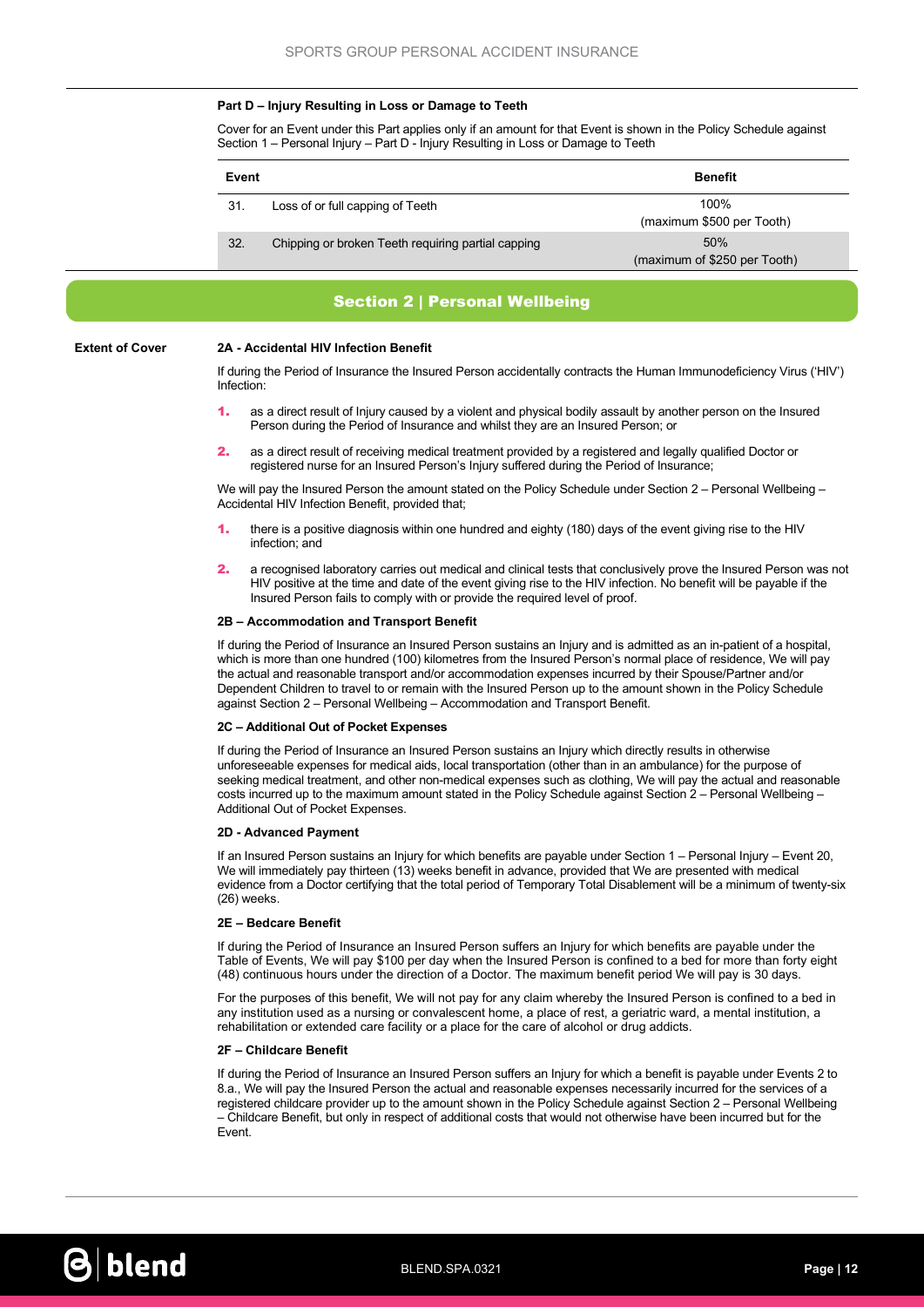### Part D – Injury Resulting in Loss or Damage to Teeth

Cover for an Event under this Part applies only if an amount for that Event is shown in the Policy Schedule against Section 1 – Personal Injury – Part D - Injury Resulting in Loss or Damage to Teeth

| Event | | Benefit |
|---|---|---|
| 31. | Loss of or full capping of Teeth | 100% (maximum $500 per Tooth) |
| 32. | Chipping or broken Teeth requiring partial capping | 50% (maximum of $250 per Tooth) |

## Section 2 | Personal Wellbeing

**Extent of Cover**

### 2A - Accidental HIV Infection Benefit

If during the Period of Insurance the Insured Person accidentally contracts the Human Immunodeficiency Virus ('HIV') Infection:

1. as a direct result of Injury caused by a violent and physical bodily assault by another person on the Insured Person during the Period of Insurance and whilst they are an Insured Person; or
2. as a direct result of receiving medical treatment provided by a registered and legally qualified Doctor or registered nurse for an Insured Person's Injury suffered during the Period of Insurance;

We will pay the Insured Person the amount stated on the Policy Schedule under Section 2 – Personal Wellbeing – Accidental HIV Infection Benefit, provided that;

1. there is a positive diagnosis within one hundred and eighty (180) days of the event giving rise to the HIV infection; and
2. a recognised laboratory carries out medical and clinical tests that conclusively prove the Insured Person was not HIV positive at the time and date of the event giving rise to the HIV infection. No benefit will be payable if the Insured Person fails to comply with or provide the required level of proof.

### 2B – Accommodation and Transport Benefit

If during the Period of Insurance an Insured Person sustains an Injury and is admitted as an in-patient of a hospital, which is more than one hundred (100) kilometres from the Insured Person's normal place of residence, We will pay the actual and reasonable transport and/or accommodation expenses incurred by their Spouse/Partner and/or Dependent Children to travel to or remain with the Insured Person up to the amount shown in the Policy Schedule against Section 2 – Personal Wellbeing – Accommodation and Transport Benefit.

### 2C – Additional Out of Pocket Expenses

If during the Period of Insurance an Insured Person sustains an Injury which directly results in otherwise unforeseeable expenses for medical aids, local transportation (other than in an ambulance) for the purpose of seeking medical treatment, and other non-medical expenses such as clothing, We will pay the actual and reasonable costs incurred up to the maximum amount stated in the Policy Schedule against Section 2 – Personal Wellbeing – Additional Out of Pocket Expenses.

### 2D - Advanced Payment

If an Insured Person sustains an Injury for which benefits are payable under Section 1 – Personal Injury – Event 20, We will immediately pay thirteen (13) weeks benefit in advance, provided that We are presented with medical evidence from a Doctor certifying that the total period of Temporary Total Disablement will be a minimum of twenty-six (26) weeks.

### 2E – Bedcare Benefit

If during the Period of Insurance an Insured Person suffers an Injury for which benefits are payable under the Table of Events, We will pay $100 per day when the Insured Person is confined to a bed for more than forty eight (48) continuous hours under the direction of a Doctor. The maximum benefit period We will pay is 30 days.

For the purposes of this benefit, We will not pay for any claim whereby the Insured Person is confined to a bed in any institution used as a nursing or convalescent home, a place of rest, a geriatric ward, a mental institution, a rehabilitation or extended care facility or a place for the care of alcohol or drug addicts.

### 2F – Childcare Benefit

If during the Period of Insurance an Insured Person suffers an Injury for which a benefit is payable under Events 2 to 8.a., We will pay the Insured Person the actual and reasonable expenses necessarily incurred for the services of a registered childcare provider up to the amount shown in the Policy Schedule against Section 2 – Personal Wellbeing – Childcare Benefit, but only in respect of additional costs that would not otherwise have been incurred but for the Event.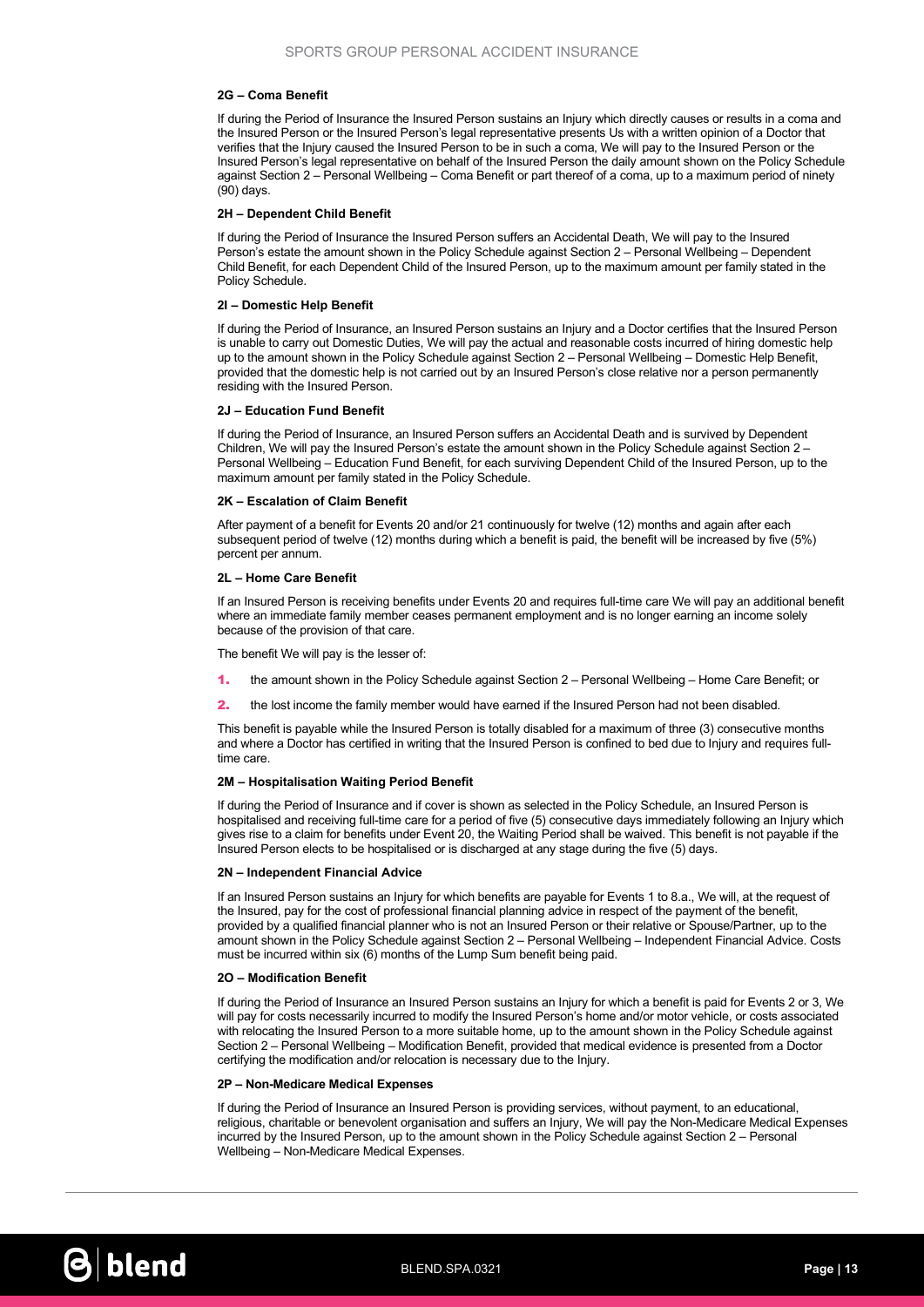#### 2G – Coma Benefit

If during the Period of Insurance the Insured Person sustains an Injury which directly causes or results in a coma and the Insured Person or the Insured Person's legal representative presents Us with a written opinion of a Doctor that verifies that the Injury caused the Insured Person to be in such a coma, We will pay to the Insured Person or the Insured Person's legal representative on behalf of the Insured Person the daily amount shown on the Policy Schedule against Section 2 – Personal Wellbeing – Coma Benefit or part thereof of a coma, up to a maximum period of ninety (90) days.

#### 2H – Dependent Child Benefit

If during the Period of Insurance the Insured Person suffers an Accidental Death, We will pay to the Insured Person's estate the amount shown in the Policy Schedule against Section 2 – Personal Wellbeing – Dependent Child Benefit, for each Dependent Child of the Insured Person, up to the maximum amount per family stated in the Policy Schedule.

#### 2I – Domestic Help Benefit

If during the Period of Insurance, an Insured Person sustains an Injury and a Doctor certifies that the Insured Person is unable to carry out Domestic Duties, We will pay the actual and reasonable costs incurred of hiring domestic help up to the amount shown in the Policy Schedule against Section 2 – Personal Wellbeing – Domestic Help Benefit, provided that the domestic help is not carried out by an Insured Person's close relative nor a person permanently residing with the Insured Person.

#### 2J – Education Fund Benefit

If during the Period of Insurance, an Insured Person suffers an Accidental Death and is survived by Dependent Children, We will pay the Insured Person's estate the amount shown in the Policy Schedule against Section 2 – Personal Wellbeing – Education Fund Benefit, for each surviving Dependent Child of the Insured Person, up to the maximum amount per family stated in the Policy Schedule.

#### 2K – Escalation of Claim Benefit

After payment of a benefit for Events 20 and/or 21 continuously for twelve (12) months and again after each subsequent period of twelve (12) months during which a benefit is paid, the benefit will be increased by five (5%) percent per annum.

#### 2L – Home Care Benefit

If an Insured Person is receiving benefits under Events 20 and requires full-time care We will pay an additional benefit where an immediate family member ceases permanent employment and is no longer earning an income solely because of the provision of that care.

The benefit We will pay is the lesser of:

1. the amount shown in the Policy Schedule against Section 2 – Personal Wellbeing – Home Care Benefit; or
2. the lost income the family member would have earned if the Insured Person had not been disabled.

This benefit is payable while the Insured Person is totally disabled for a maximum of three (3) consecutive months and where a Doctor has certified in writing that the Insured Person is confined to bed due to Injury and requires full-time care.

#### 2M – Hospitalisation Waiting Period Benefit

If during the Period of Insurance and if cover is shown as selected in the Policy Schedule, an Insured Person is hospitalised and receiving full-time care for a period of five (5) consecutive days immediately following an Injury which gives rise to a claim for benefits under Event 20, the Waiting Period shall be waived. This benefit is not payable if the Insured Person elects to be hospitalised or is discharged at any stage during the five (5) days.

#### 2N – Independent Financial Advice

If an Insured Person sustains an Injury for which benefits are payable for Events 1 to 8.a., We will, at the request of the Insured, pay for the cost of professional financial planning advice in respect of the payment of the benefit, provided by a qualified financial planner who is not an Insured Person or their relative or Spouse/Partner, up to the amount shown in the Policy Schedule against Section 2 – Personal Wellbeing – Independent Financial Advice. Costs must be incurred within six (6) months of the Lump Sum benefit being paid.

#### 2O – Modification Benefit

If during the Period of Insurance an Insured Person sustains an Injury for which a benefit is paid for Events 2 or 3, We will pay for costs necessarily incurred to modify the Insured Person's home and/or motor vehicle, or costs associated with relocating the Insured Person to a more suitable home, up to the amount shown in the Policy Schedule against Section 2 – Personal Wellbeing – Modification Benefit, provided that medical evidence is presented from a Doctor certifying the modification and/or relocation is necessary due to the Injury.

#### 2P – Non-Medicare Medical Expenses

If during the Period of Insurance an Insured Person is providing services, without payment, to an educational, religious, charitable or benevolent organisation and suffers an Injury, We will pay the Non-Medicare Medical Expenses incurred by the Insured Person, up to the amount shown in the Policy Schedule against Section 2 – Personal Wellbeing – Non-Medicare Medical Expenses.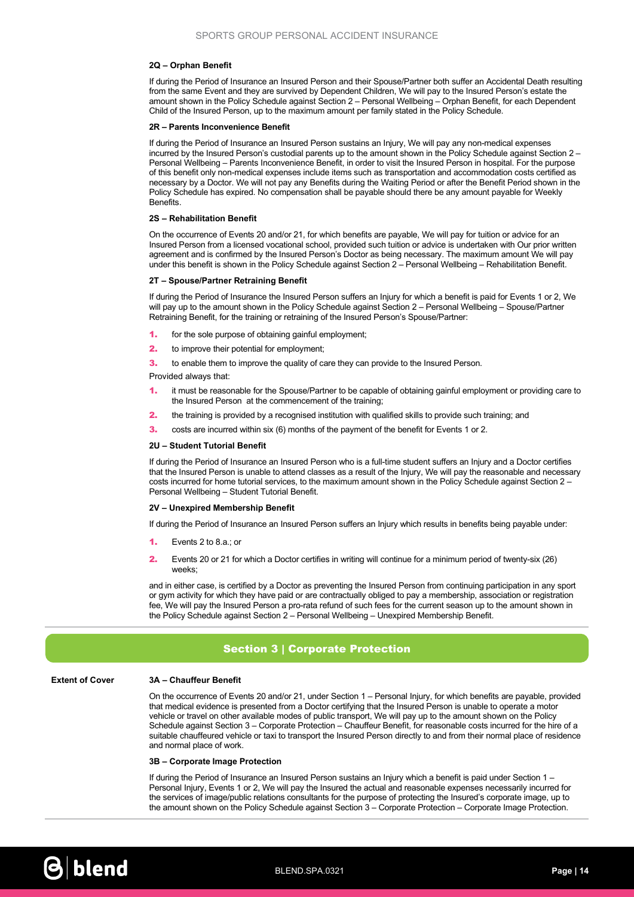#### 2Q – Orphan Benefit

If during the Period of Insurance an Insured Person and their Spouse/Partner both suffer an Accidental Death resulting from the same Event and they are survived by Dependent Children, We will pay to the Insured Person's estate the amount shown in the Policy Schedule against Section 2 – Personal Wellbeing – Orphan Benefit, for each Dependent Child of the Insured Person, up to the maximum amount per family stated in the Policy Schedule.

#### 2R – Parents Inconvenience Benefit

If during the Period of Insurance an Insured Person sustains an Injury, We will pay any non-medical expenses incurred by the Insured Person's custodial parents up to the amount shown in the Policy Schedule against Section 2 – Personal Wellbeing – Parents Inconvenience Benefit, in order to visit the Insured Person in hospital. For the purpose of this benefit only non-medical expenses include items such as transportation and accommodation costs certified as necessary by a Doctor. We will not pay any Benefits during the Waiting Period or after the Benefit Period shown in the Policy Schedule has expired. No compensation shall be payable should there be any amount payable for Weekly Benefits.

#### 2S – Rehabilitation Benefit

On the occurrence of Events 20 and/or 21, for which benefits are payable, We will pay for tuition or advice for an Insured Person from a licensed vocational school, provided such tuition or advice is undertaken with Our prior written agreement and is confirmed by the Insured Person's Doctor as being necessary. The maximum amount We will pay under this benefit is shown in the Policy Schedule against Section 2 – Personal Wellbeing – Rehabilitation Benefit.

#### 2T – Spouse/Partner Retraining Benefit

If during the Period of Insurance the Insured Person suffers an Injury for which a benefit is paid for Events 1 or 2, We will pay up to the amount shown in the Policy Schedule against Section 2 – Personal Wellbeing – Spouse/Partner Retraining Benefit, for the training or retraining of the Insured Person's Spouse/Partner:

1. for the sole purpose of obtaining gainful employment;
2. to improve their potential for employment;
3. to enable them to improve the quality of care they can provide to the Insured Person.

Provided always that:

1. it must be reasonable for the Spouse/Partner to be capable of obtaining gainful employment or providing care to the Insured Person at the commencement of the training;
2. the training is provided by a recognised institution with qualified skills to provide such training; and
3. costs are incurred within six (6) months of the payment of the benefit for Events 1 or 2.

#### 2U – Student Tutorial Benefit

If during the Period of Insurance an Insured Person who is a full-time student suffers an Injury and a Doctor certifies that the Insured Person is unable to attend classes as a result of the Injury, We will pay the reasonable and necessary costs incurred for home tutorial services, to the maximum amount shown in the Policy Schedule against Section 2 – Personal Wellbeing – Student Tutorial Benefit.

#### 2V – Unexpired Membership Benefit

If during the Period of Insurance an Insured Person suffers an Injury which results in benefits being payable under:

1. Events 2 to 8.a.; or
2. Events 20 or 21 for which a Doctor certifies in writing will continue for a minimum period of twenty-six (26) weeks;

and in either case, is certified by a Doctor as preventing the Insured Person from continuing participation in any sport or gym activity for which they have paid or are contractually obliged to pay a membership, association or registration fee, We will pay the Insured Person a pro-rata refund of such fees for the current season up to the amount shown in the Policy Schedule against Section 2 – Personal Wellbeing – Unexpired Membership Benefit.

## Section 3 | Corporate Protection

**Extent of Cover**

#### 3A – Chauffeur Benefit

On the occurrence of Events 20 and/or 21, under Section 1 – Personal Injury, for which benefits are payable, provided that medical evidence is presented from a Doctor certifying that the Insured Person is unable to operate a motor vehicle or travel on other available modes of public transport, We will pay up to the amount shown on the Policy Schedule against Section 3 – Corporate Protection – Chauffeur Benefit, for reasonable costs incurred for the hire of a suitable chauffeured vehicle or taxi to transport the Insured Person directly to and from their normal place of residence and normal place of work.

#### 3B – Corporate Image Protection

If during the Period of Insurance an Insured Person sustains an Injury which a benefit is paid under Section 1 – Personal Injury, Events 1 or 2, We will pay the Insured the actual and reasonable expenses necessarily incurred for the services of image/public relations consultants for the purpose of protecting the Insured's corporate image, up to the amount shown on the Policy Schedule against Section 3 – Corporate Protection – Corporate Image Protection.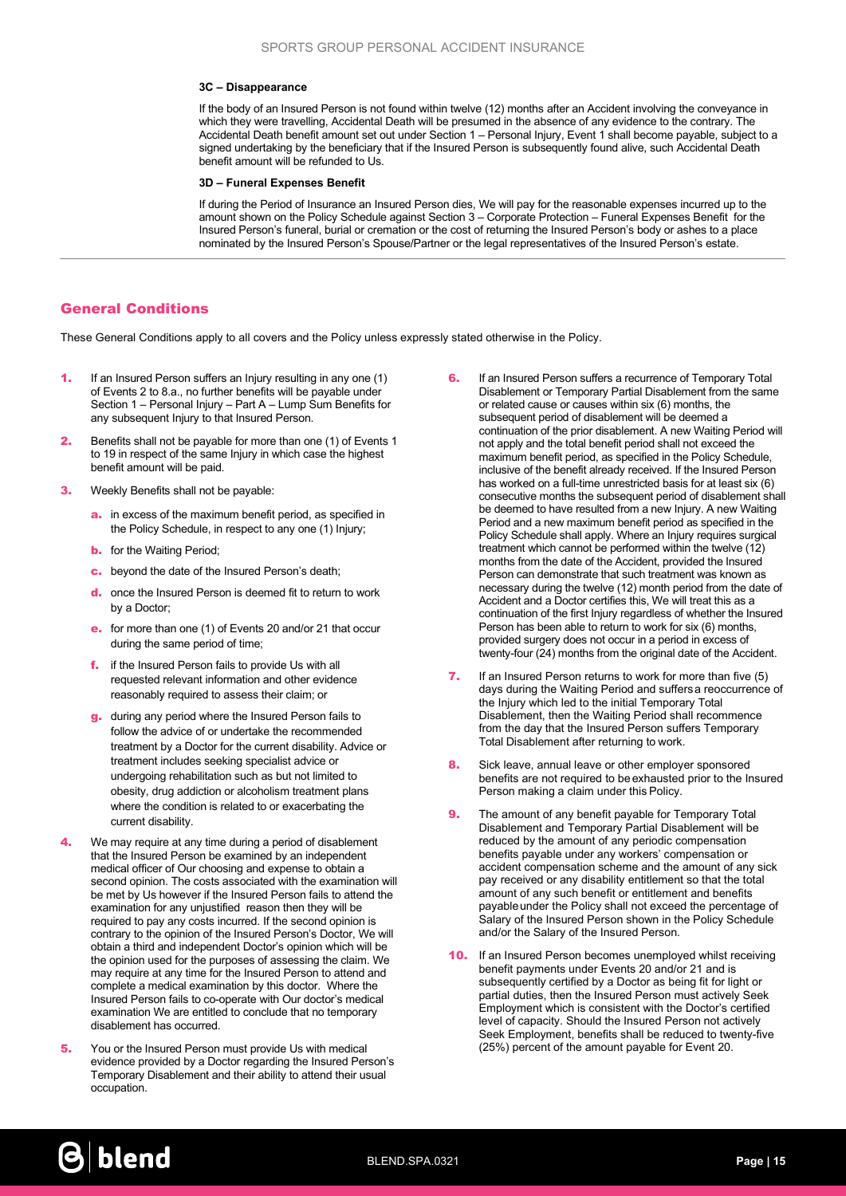#### 3C – Disappearance

If the body of an Insured Person is not found within twelve (12) months after an Accident involving the conveyance in which they were travelling, Accidental Death will be presumed in the absence of any evidence to the contrary. The Accidental Death benefit amount set out under Section 1 – Personal Injury, Event 1 shall become payable, subject to a signed undertaking by the beneficiary that if the Insured Person is subsequently found alive, such Accidental Death benefit amount will be refunded to Us.

#### 3D – Funeral Expenses Benefit

If during the Period of Insurance an Insured Person dies, We will pay for the reasonable expenses incurred up to the amount shown on the Policy Schedule against Section 3 – Corporate Protection – Funeral Expenses Benefit for the Insured Person's funeral, burial or cremation or the cost of returning the Insured Person's body or ashes to a place nominated by the Insured Person's Spouse/Partner or the legal representatives of the Insured Person's estate.

## General Conditions

These General Conditions apply to all covers and the Policy unless expressly stated otherwise in the Policy.

1. If an Insured Person suffers an Injury resulting in any one (1) of Events 2 to 8.a., no further benefits will be payable under Section 1 – Personal Injury – Part A – Lump Sum Benefits for any subsequent Injury to that Insured Person.
2. Benefits shall not be payable for more than one (1) of Events 1 to 19 in respect of the same Injury in which case the highest benefit amount will be paid.
3. Weekly Benefits shall not be payable:
   a. in excess of the maximum benefit period, as specified in the Policy Schedule, in respect to any one (1) Injury;
   b. for the Waiting Period;
   c. beyond the date of the Insured Person's death;
   d. once the Insured Person is deemed fit to return to work by a Doctor;
   e. for more than one (1) of Events 20 and/or 21 that occur during the same period of time;
   f. if the Insured Person fails to provide Us with all requested relevant information and other evidence reasonably required to assess their claim; or
   g. during any period where the Insured Person fails to follow the advice of or undertake the recommended treatment by a Doctor for the current disability. Advice or treatment includes seeking specialist advice or undergoing rehabilitation such as but not limited to obesity, drug addiction or alcoholism treatment plans where the condition is related to or exacerbating the current disability.
4. We may require at any time during a period of disablement that the Insured Person be examined by an independent medical officer of Our choosing and expense to obtain a second opinion. The costs associated with the examination will be met by Us however if the Insured Person fails to attend the examination for any unjustified reason then they will be required to pay any costs incurred. If the second opinion is contrary to the opinion of the Insured Person's Doctor, We will obtain a third and independent Doctor's opinion which will be the opinion used for the purposes of assessing the claim. We may require at any time for the Insured Person to attend and complete a medical examination by this doctor. Where the Insured Person fails to co-operate with Our doctor's medical examination We are entitled to conclude that no temporary disablement has occurred.
5. You or the Insured Person must provide Us with medical evidence provided by a Doctor regarding the Insured Person's Temporary Disablement and their ability to attend their usual occupation.
6. If an Insured Person suffers a recurrence of Temporary Total Disablement or Temporary Partial Disablement from the same or related cause or causes within six (6) months, the subsequent period of disablement will be deemed a continuation of the prior disablement. A new Waiting Period will not apply and the total benefit period shall not exceed the maximum benefit period, as specified in the Policy Schedule, inclusive of the benefit already received. If the Insured Person has worked on a full-time unrestricted basis for at least six (6) consecutive months the subsequent period of disablement shall be deemed to have resulted from a new Injury. A new Waiting Period and a new maximum benefit period as specified in the Policy Schedule shall apply. Where an Injury requires surgical treatment which cannot be performed within the twelve (12) months from the date of the Accident, provided the Insured Person can demonstrate that such treatment was known as necessary during the twelve (12) month period from the date of Accident and a Doctor certifies this, We will treat this as a continuation of the first Injury regardless of whether the Insured Person has been able to return to work for six (6) months, provided surgery does not occur in a period in excess of twenty-four (24) months from the original date of the Accident.
7. If an Insured Person returns to work for more than five (5) days during the Waiting Period and suffers a reoccurrence of the Injury which led to the initial Temporary Total Disablement, then the Waiting Period shall recommence from the day that the Insured Person suffers Temporary Total Disablement after returning to work.
8. Sick leave, annual leave or other employer sponsored benefits are not required to be exhausted prior to the Insured Person making a claim under this Policy.
9. The amount of any benefit payable for Temporary Total Disablement and Temporary Partial Disablement will be reduced by the amount of any periodic compensation benefits payable under any workers' compensation or accident compensation scheme and the amount of any sick pay received or any disability entitlement so that the total amount of any such benefit or entitlement and benefits payable under the Policy shall not exceed the percentage of Salary of the Insured Person shown in the Policy Schedule and/or the Salary of the Insured Person.
10. If an Insured Person becomes unemployed whilst receiving benefit payments under Events 20 and/or 21 and is subsequently certified by a Doctor as being fit for light or partial duties, then the Insured Person must actively Seek Employment which is consistent with the Doctor's certified level of capacity. Should the Insured Person not actively Seek Employment, benefits shall be reduced to twenty-five (25%) percent of the amount payable for Event 20.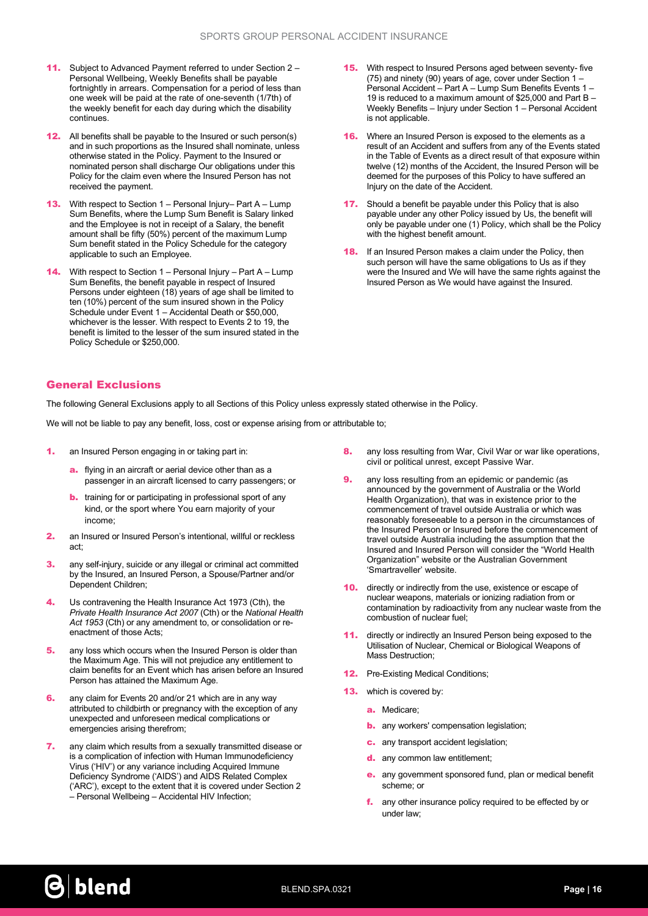11. Subject to Advanced Payment referred to under Section 2 – Personal Wellbeing, Weekly Benefits shall be payable fortnightly in arrears. Compensation for a period of less than one week will be paid at the rate of one-seventh (1/7th) of the weekly benefit for each day during which the disability continues.
12. All benefits shall be payable to the Insured or such person(s) and in such proportions as the Insured shall nominate, unless otherwise stated in the Policy. Payment to the Insured or nominated person shall discharge Our obligations under this Policy for the claim even where the Insured Person has not received the payment.
13. With respect to Section 1 – Personal Injury– Part A – Lump Sum Benefits, where the Lump Sum Benefit is Salary linked and the Employee is not in receipt of a Salary, the benefit amount shall be fifty (50%) percent of the maximum Lump Sum benefit stated in the Policy Schedule for the category applicable to such an Employee.
14. With respect to Section 1 – Personal Injury – Part A – Lump Sum Benefits, the benefit payable in respect of Insured Persons under eighteen (18) years of age shall be limited to ten (10%) percent of the sum insured shown in the Policy Schedule under Event 1 – Accidental Death or $50,000, whichever is the lesser. With respect to Events 2 to 19, the benefit is limited to the lesser of the sum insured stated in the Policy Schedule or $250,000.
15. With respect to Insured Persons aged between seventy- five (75) and ninety (90) years of age, cover under Section 1 – Personal Accident – Part A – Lump Sum Benefits Events 1 – 19 is reduced to a maximum amount of $25,000 and Part B – Weekly Benefits – Injury under Section 1 – Personal Accident is not applicable.
16. Where an Insured Person is exposed to the elements as a result of an Accident and suffers from any of the Events stated in the Table of Events as a direct result of that exposure within twelve (12) months of the Accident, the Insured Person will be deemed for the purposes of this Policy to have suffered an Injury on the date of the Accident.
17. Should a benefit be payable under this Policy that is also payable under any other Policy issued by Us, the benefit will only be payable under one (1) Policy, which shall be the Policy with the highest benefit amount.
18. If an Insured Person makes a claim under the Policy, then such person will have the same obligations to Us as if they were the Insured and We will have the same rights against the Insured Person as We would have against the Insured.

## General Exclusions

The following General Exclusions apply to all Sections of this Policy unless expressly stated otherwise in the Policy.

We will not be liable to pay any benefit, loss, cost or expense arising from or attributable to;

1. an Insured Person engaging in or taking part in:
   a. flying in an aircraft or aerial device other than as a passenger in an aircraft licensed to carry passengers; or
   b. training for or participating in professional sport of any kind, or the sport where You earn majority of your income;
2. an Insured or Insured Person's intentional, willful or reckless act;
3. any self-injury, suicide or any illegal or criminal act committed by the Insured, an Insured Person, a Spouse/Partner and/or Dependent Children;
4. Us contravening the Health Insurance Act 1973 (Cth), the *Private Health Insurance Act 2007* (Cth) or the *National Health Act 1953* (Cth) or any amendment to, or consolidation or re-enactment of those Acts;
5. any loss which occurs when the Insured Person is older than the Maximum Age. This will not prejudice any entitlement to claim benefits for an Event which has arisen before an Insured Person has attained the Maximum Age.
6. any claim for Events 20 and/or 21 which are in any way attributed to childbirth or pregnancy with the exception of any unexpected and unforeseen medical complications or emergencies arising therefrom;
7. any claim which results from a sexually transmitted disease or is a complication of infection with Human Immunodeficiency Virus ('HIV') or any variance including Acquired Immune Deficiency Syndrome ('AIDS') and AIDS Related Complex ('ARC'), except to the extent that it is covered under Section 2 – Personal Wellbeing – Accidental HIV Infection;
8. any loss resulting from War, Civil War or war like operations, civil or political unrest, except Passive War.
9. any loss resulting from an epidemic or pandemic (as announced by the government of Australia or the World Health Organization), that was in existence prior to the commencement of travel outside Australia or which was reasonably foreseeable to a person in the circumstances of the Insured Person or Insured before the commencement of travel outside Australia including the assumption that the Insured and Insured Person will consider the "World Health Organization" website or the Australian Government 'Smartraveller' website.
10. directly or indirectly from the use, existence or escape of nuclear weapons, materials or ionizing radiation from or contamination by radioactivity from any nuclear waste from the combustion of nuclear fuel;
11. directly or indirectly an Insured Person being exposed to the Utilisation of Nuclear, Chemical or Biological Weapons of Mass Destruction;
12. Pre-Existing Medical Conditions;
13. which is covered by:
    a. Medicare;
    b. any workers' compensation legislation;
    c. any transport accident legislation;
    d. any common law entitlement;
    e. any government sponsored fund, plan or medical benefit scheme; or
    f. any other insurance policy required to be effected by or under law;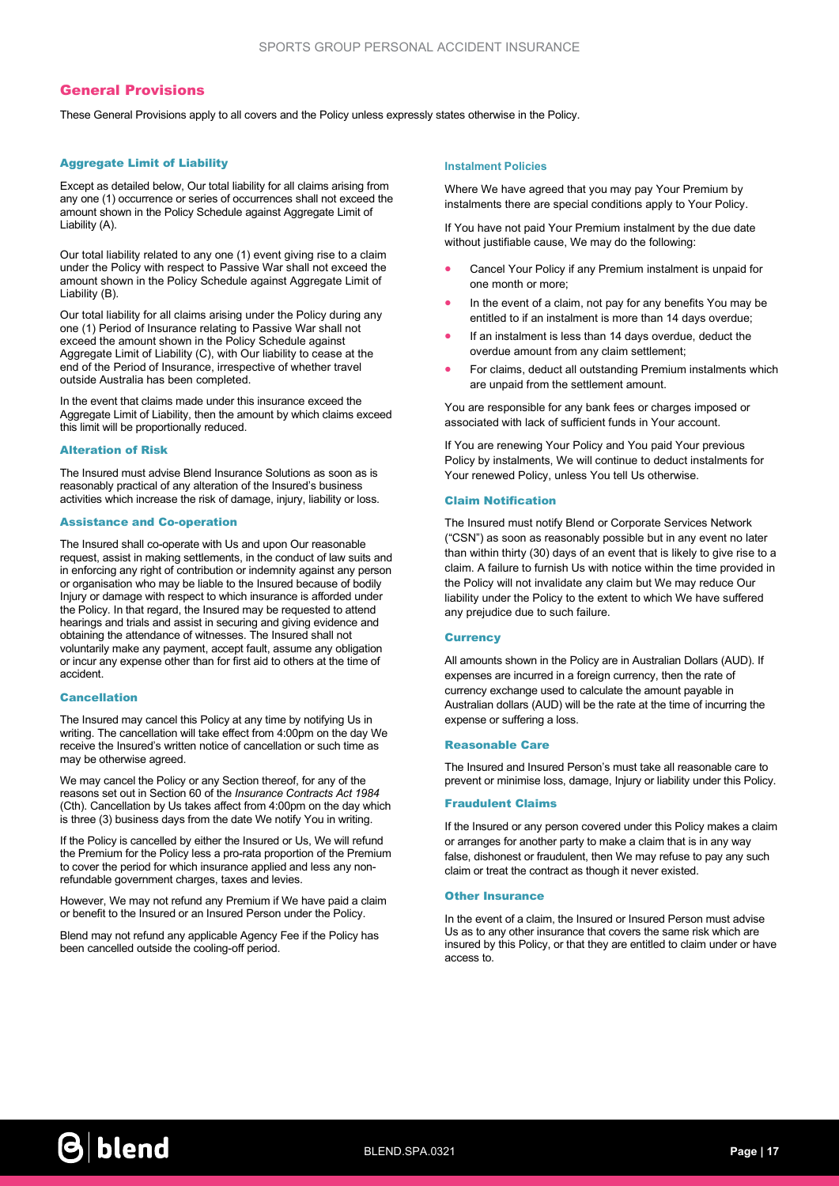## General Provisions

These General Provisions apply to all covers and the Policy unless expressly states otherwise in the Policy.

### Aggregate Limit of Liability

Except as detailed below, Our total liability for all claims arising from any one (1) occurrence or series of occurrences shall not exceed the amount shown in the Policy Schedule against Aggregate Limit of Liability (A).

Our total liability related to any one (1) event giving rise to a claim under the Policy with respect to Passive War shall not exceed the amount shown in the Policy Schedule against Aggregate Limit of Liability (B).

Our total liability for all claims arising under the Policy during any one (1) Period of Insurance relating to Passive War shall not exceed the amount shown in the Policy Schedule against Aggregate Limit of Liability (C), with Our liability to cease at the end of the Period of Insurance, irrespective of whether travel outside Australia has been completed.

In the event that claims made under this insurance exceed the Aggregate Limit of Liability, then the amount by which claims exceed this limit will be proportionally reduced.

### Alteration of Risk

The Insured must advise Blend Insurance Solutions as soon as is reasonably practical of any alteration of the Insured's business activities which increase the risk of damage, injury, liability or loss.

### Assistance and Co-operation

The Insured shall co-operate with Us and upon Our reasonable request, assist in making settlements, in the conduct of law suits and in enforcing any right of contribution or indemnity against any person or organisation who may be liable to the Insured because of bodily Injury or damage with respect to which insurance is afforded under the Policy. In that regard, the Insured may be requested to attend hearings and trials and assist in securing and giving evidence and obtaining the attendance of witnesses. The Insured shall not voluntarily make any payment, accept fault, assume any obligation or incur any expense other than for first aid to others at the time of accident.

### Cancellation

The Insured may cancel this Policy at any time by notifying Us in writing. The cancellation will take effect from 4:00pm on the day We receive the Insured's written notice of cancellation or such time as may be otherwise agreed.

We may cancel the Policy or any Section thereof, for any of the reasons set out in Section 60 of the *Insurance Contracts Act 1984* (Cth). Cancellation by Us takes affect from 4:00pm on the day which is three (3) business days from the date We notify You in writing.

If the Policy is cancelled by either the Insured or Us, We will refund the Premium for the Policy less a pro-rata proportion of the Premium to cover the period for which insurance applied and less any non-refundable government charges, taxes and levies.

However, We may not refund any Premium if We have paid a claim or benefit to the Insured or an Insured Person under the Policy.

Blend may not refund any applicable Agency Fee if the Policy has been cancelled outside the cooling-off period.

### Instalment Policies

Where We have agreed that you may pay Your Premium by instalments there are special conditions apply to Your Policy.

If You have not paid Your Premium instalment by the due date without justifiable cause, We may do the following:

- Cancel Your Policy if any Premium instalment is unpaid for one month or more;
- In the event of a claim, not pay for any benefits You may be entitled to if an instalment is more than 14 days overdue;
- If an instalment is less than 14 days overdue, deduct the overdue amount from any claim settlement;
- For claims, deduct all outstanding Premium instalments which are unpaid from the settlement amount.

You are responsible for any bank fees or charges imposed or associated with lack of sufficient funds in Your account.

If You are renewing Your Policy and You paid Your previous Policy by instalments, We will continue to deduct instalments for Your renewed Policy, unless You tell Us otherwise.

### Claim Notification

The Insured must notify Blend or Corporate Services Network ("CSN") as soon as reasonably possible but in any event no later than within thirty (30) days of an event that is likely to give rise to a claim. A failure to furnish Us with notice within the time provided in the Policy will not invalidate any claim but We may reduce Our liability under the Policy to the extent to which We have suffered any prejudice due to such failure.

### Currency

All amounts shown in the Policy are in Australian Dollars (AUD). If expenses are incurred in a foreign currency, then the rate of currency exchange used to calculate the amount payable in Australian dollars (AUD) will be the rate at the time of incurring the expense or suffering a loss.

### Reasonable Care

The Insured and Insured Person's must take all reasonable care to prevent or minimise loss, damage, Injury or liability under this Policy.

### Fraudulent Claims

If the Insured or any person covered under this Policy makes a claim or arranges for another party to make a claim that is in any way false, dishonest or fraudulent, then We may refuse to pay any such claim or treat the contract as though it never existed.

### Other Insurance

In the event of a claim, the Insured or Insured Person must advise Us as to any other insurance that covers the same risk which are insured by this Policy, or that they are entitled to claim under or have access to.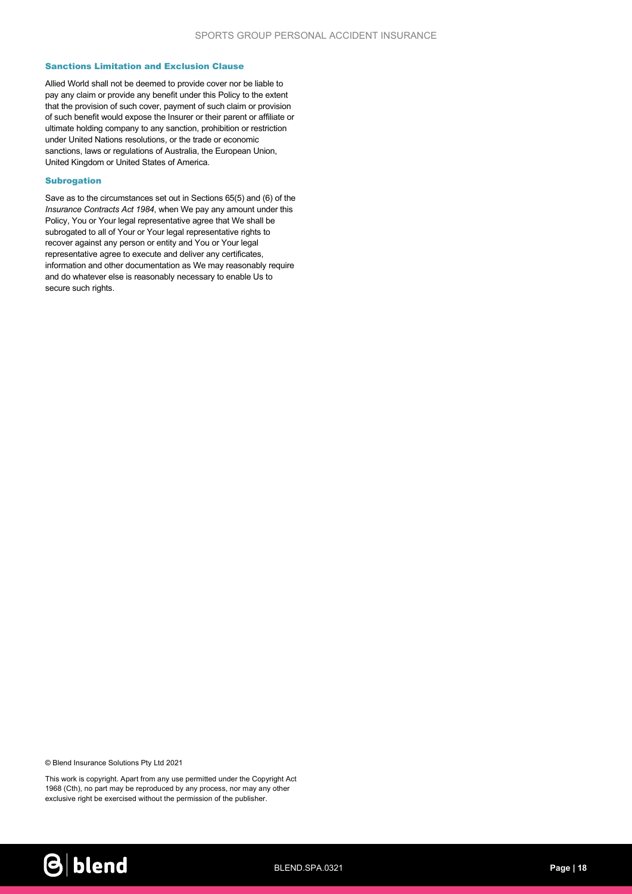### Sanctions Limitation and Exclusion Clause

Allied World shall not be deemed to provide cover nor be liable to pay any claim or provide any benefit under this Policy to the extent that the provision of such cover, payment of such claim or provision of such benefit would expose the Insurer or their parent or affiliate or ultimate holding company to any sanction, prohibition or restriction under United Nations resolutions, or the trade or economic sanctions, laws or regulations of Australia, the European Union, United Kingdom or United States of America.

### Subrogation

Save as to the circumstances set out in Sections 65(5) and (6) of the *Insurance Contracts Act 1984*, when We pay any amount under this Policy, You or Your legal representative agree that We shall be subrogated to all of Your or Your legal representative rights to recover against any person or entity and You or Your legal representative agree to execute and deliver any certificates, information and other documentation as We may reasonably require and do whatever else is reasonably necessary to enable Us to secure such rights.

© Blend Insurance Solutions Pty Ltd 2021

This work is copyright. Apart from any use permitted under the Copyright Act 1968 (Cth), no part may be reproduced by any process, nor may any other exclusive right be exercised without the permission of the publisher.